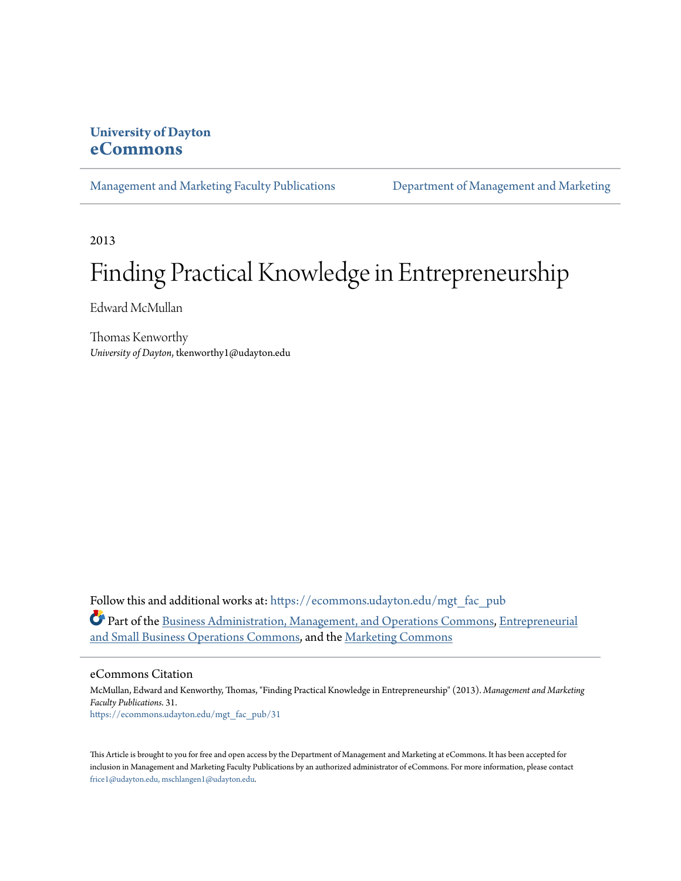**University of Dayton**
**eCommons**

Management and Marketing Faculty Publications | Department of Management and Marketing

2013

# Finding Practical Knowledge in Entrepreneurship

Edward McMullan

Thomas Kenworthy
*University of Dayton*, tkenworthy1@udayton.edu

Follow this and additional works at: https://ecommons.udayton.edu/mgt_fac_pub

Part of the Business Administration, Management, and Operations Commons, Entrepreneurial and Small Business Operations Commons, and the Marketing Commons

## eCommons Citation

McMullan, Edward and Kenworthy, Thomas, "Finding Practical Knowledge in Entrepreneurship" (2013). *Management and Marketing Faculty Publications*. 31.
https://ecommons.udayton.edu/mgt_fac_pub/31

This Article is brought to you for free and open access by the Department of Management and Marketing at eCommons. It has been accepted for inclusion in Management and Marketing Faculty Publications by an authorized administrator of eCommons. For more information, please contact frice1@udayton.edu, mschlangen1@udayton.edu.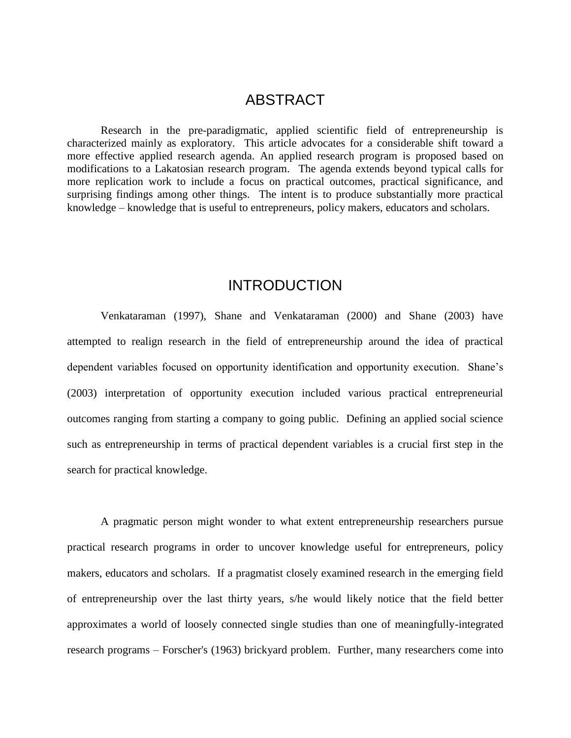# ABSTRACT

Research in the pre-paradigmatic, applied scientific field of entrepreneurship is characterized mainly as exploratory. This article advocates for a considerable shift toward a more effective applied research agenda. An applied research program is proposed based on modifications to a Lakatosian research program. The agenda extends beyond typical calls for more replication work to include a focus on practical outcomes, practical significance, and surprising findings among other things. The intent is to produce substantially more practical knowledge – knowledge that is useful to entrepreneurs, policy makers, educators and scholars.

# INTRODUCTION

Venkataraman (1997), Shane and Venkataraman (2000) and Shane (2003) have attempted to realign research in the field of entrepreneurship around the idea of practical dependent variables focused on opportunity identification and opportunity execution. Shane's (2003) interpretation of opportunity execution included various practical entrepreneurial outcomes ranging from starting a company to going public. Defining an applied social science such as entrepreneurship in terms of practical dependent variables is a crucial first step in the search for practical knowledge.

A pragmatic person might wonder to what extent entrepreneurship researchers pursue practical research programs in order to uncover knowledge useful for entrepreneurs, policy makers, educators and scholars. If a pragmatist closely examined research in the emerging field of entrepreneurship over the last thirty years, s/he would likely notice that the field better approximates a world of loosely connected single studies than one of meaningfully-integrated research programs – Forscher's (1963) brickyard problem. Further, many researchers come into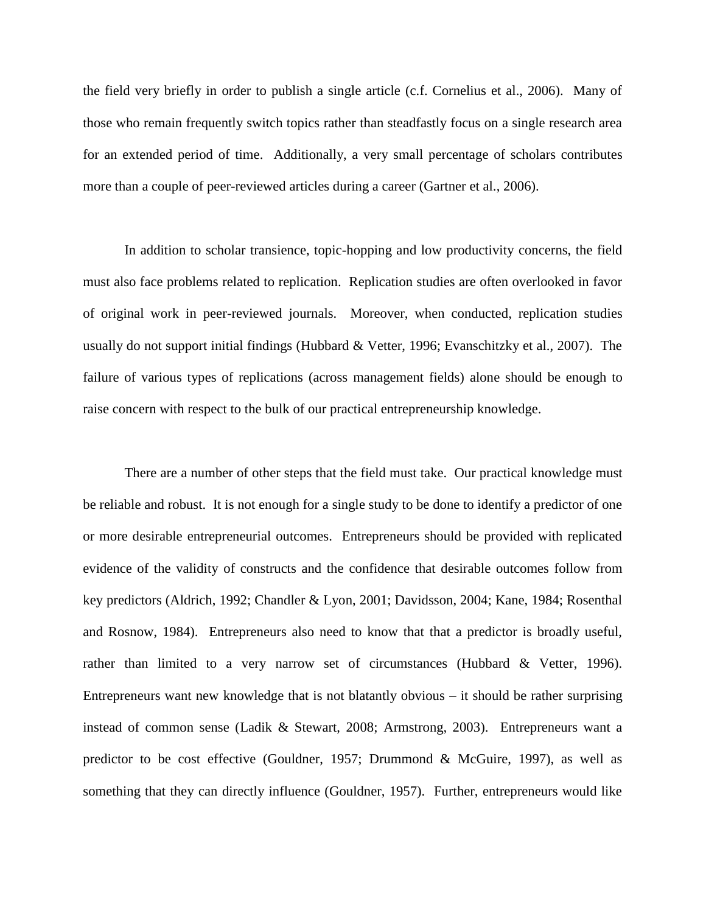the field very briefly in order to publish a single article (c.f. Cornelius et al., 2006). Many of those who remain frequently switch topics rather than steadfastly focus on a single research area for an extended period of time. Additionally, a very small percentage of scholars contributes more than a couple of peer-reviewed articles during a career (Gartner et al., 2006).

In addition to scholar transience, topic-hopping and low productivity concerns, the field must also face problems related to replication. Replication studies are often overlooked in favor of original work in peer-reviewed journals. Moreover, when conducted, replication studies usually do not support initial findings (Hubbard & Vetter, 1996; Evanschitzky et al., 2007). The failure of various types of replications (across management fields) alone should be enough to raise concern with respect to the bulk of our practical entrepreneurship knowledge.

There are a number of other steps that the field must take. Our practical knowledge must be reliable and robust. It is not enough for a single study to be done to identify a predictor of one or more desirable entrepreneurial outcomes. Entrepreneurs should be provided with replicated evidence of the validity of constructs and the confidence that desirable outcomes follow from key predictors (Aldrich, 1992; Chandler & Lyon, 2001; Davidsson, 2004; Kane, 1984; Rosenthal and Rosnow, 1984). Entrepreneurs also need to know that that a predictor is broadly useful, rather than limited to a very narrow set of circumstances (Hubbard & Vetter, 1996). Entrepreneurs want new knowledge that is not blatantly obvious – it should be rather surprising instead of common sense (Ladik & Stewart, 2008; Armstrong, 2003). Entrepreneurs want a predictor to be cost effective (Gouldner, 1957; Drummond & McGuire, 1997), as well as something that they can directly influence (Gouldner, 1957). Further, entrepreneurs would like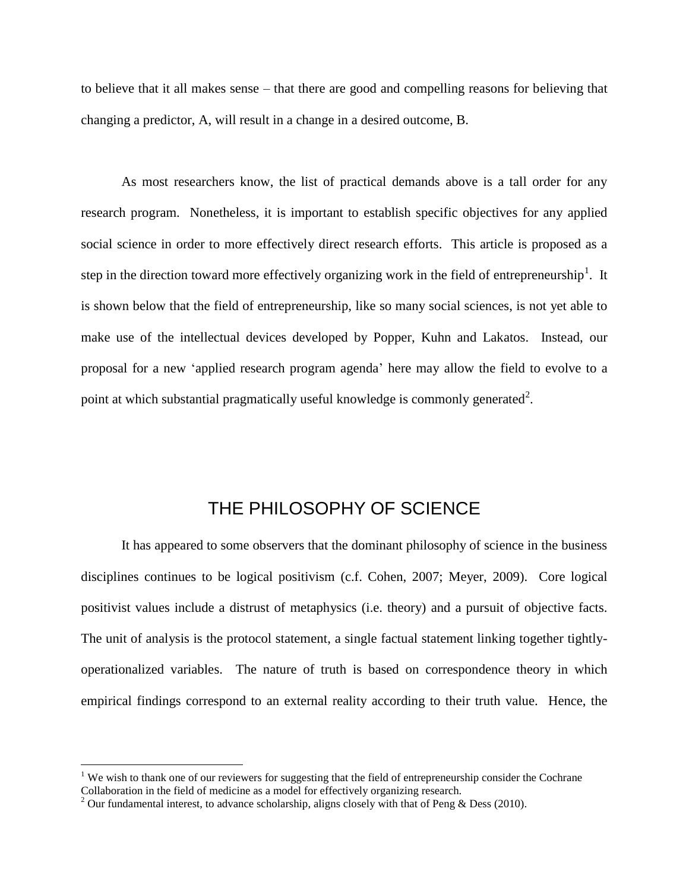to believe that it all makes sense – that there are good and compelling reasons for believing that changing a predictor, A, will result in a change in a desired outcome, B.

As most researchers know, the list of practical demands above is a tall order for any research program. Nonetheless, it is important to establish specific objectives for any applied social science in order to more effectively direct research efforts. This article is proposed as a step in the direction toward more effectively organizing work in the field of entrepreneurship[1]. It is shown below that the field of entrepreneurship, like so many social sciences, is not yet able to make use of the intellectual devices developed by Popper, Kuhn and Lakatos. Instead, our proposal for a new 'applied research program agenda' here may allow the field to evolve to a point at which substantial pragmatically useful knowledge is commonly generated[2].

## THE PHILOSOPHY OF SCIENCE

It has appeared to some observers that the dominant philosophy of science in the business disciplines continues to be logical positivism (c.f. Cohen, 2007; Meyer, 2009). Core logical positivist values include a distrust of metaphysics (i.e. theory) and a pursuit of objective facts. The unit of analysis is the protocol statement, a single factual statement linking together tightly-operationalized variables. The nature of truth is based on correspondence theory in which empirical findings correspond to an external reality according to their truth value. Hence, the

[1] We wish to thank one of our reviewers for suggesting that the field of entrepreneurship consider the Cochrane Collaboration in the field of medicine as a model for effectively organizing research.

[2] Our fundamental interest, to advance scholarship, aligns closely with that of Peng & Dess (2010).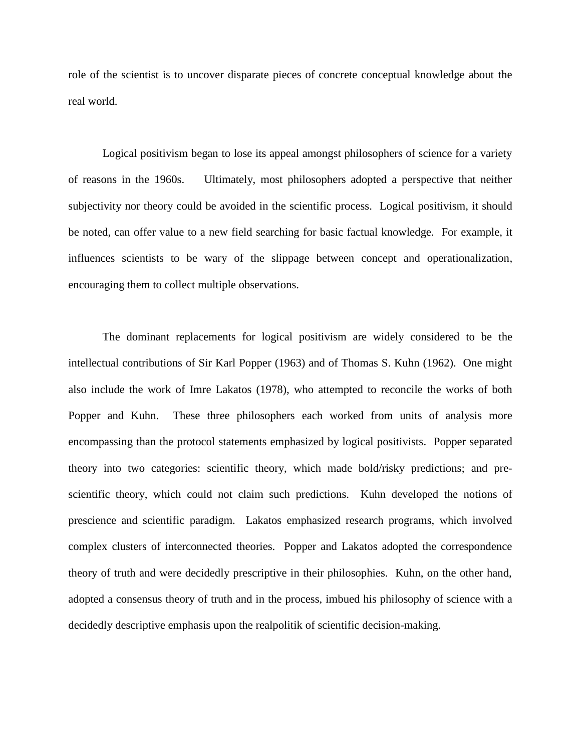role of the scientist is to uncover disparate pieces of concrete conceptual knowledge about the real world.

Logical positivism began to lose its appeal amongst philosophers of science for a variety of reasons in the 1960s. Ultimately, most philosophers adopted a perspective that neither subjectivity nor theory could be avoided in the scientific process. Logical positivism, it should be noted, can offer value to a new field searching for basic factual knowledge. For example, it influences scientists to be wary of the slippage between concept and operationalization, encouraging them to collect multiple observations.

The dominant replacements for logical positivism are widely considered to be the intellectual contributions of Sir Karl Popper (1963) and of Thomas S. Kuhn (1962). One might also include the work of Imre Lakatos (1978), who attempted to reconcile the works of both Popper and Kuhn. These three philosophers each worked from units of analysis more encompassing than the protocol statements emphasized by logical positivists. Popper separated theory into two categories: scientific theory, which made bold/risky predictions; and pre-scientific theory, which could not claim such predictions. Kuhn developed the notions of prescience and scientific paradigm. Lakatos emphasized research programs, which involved complex clusters of interconnected theories. Popper and Lakatos adopted the correspondence theory of truth and were decidedly prescriptive in their philosophies. Kuhn, on the other hand, adopted a consensus theory of truth and in the process, imbued his philosophy of science with a decidedly descriptive emphasis upon the realpolitik of scientific decision-making.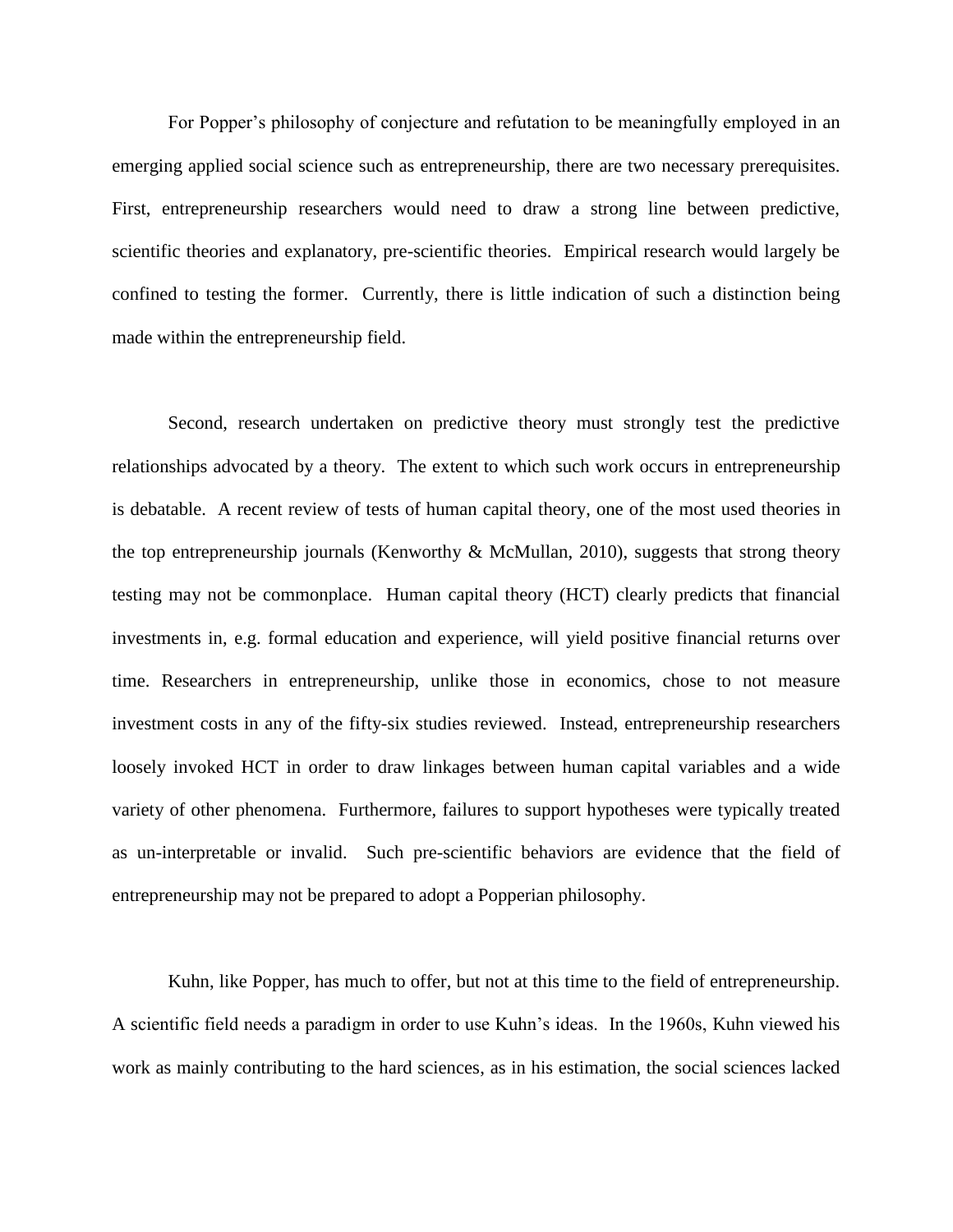For Popper's philosophy of conjecture and refutation to be meaningfully employed in an emerging applied social science such as entrepreneurship, there are two necessary prerequisites. First, entrepreneurship researchers would need to draw a strong line between predictive, scientific theories and explanatory, pre-scientific theories. Empirical research would largely be confined to testing the former. Currently, there is little indication of such a distinction being made within the entrepreneurship field.

Second, research undertaken on predictive theory must strongly test the predictive relationships advocated by a theory. The extent to which such work occurs in entrepreneurship is debatable. A recent review of tests of human capital theory, one of the most used theories in the top entrepreneurship journals (Kenworthy & McMullan, 2010), suggests that strong theory testing may not be commonplace. Human capital theory (HCT) clearly predicts that financial investments in, e.g. formal education and experience, will yield positive financial returns over time. Researchers in entrepreneurship, unlike those in economics, chose to not measure investment costs in any of the fifty-six studies reviewed. Instead, entrepreneurship researchers loosely invoked HCT in order to draw linkages between human capital variables and a wide variety of other phenomena. Furthermore, failures to support hypotheses were typically treated as un-interpretable or invalid. Such pre-scientific behaviors are evidence that the field of entrepreneurship may not be prepared to adopt a Popperian philosophy.

Kuhn, like Popper, has much to offer, but not at this time to the field of entrepreneurship. A scientific field needs a paradigm in order to use Kuhn's ideas. In the 1960s, Kuhn viewed his work as mainly contributing to the hard sciences, as in his estimation, the social sciences lacked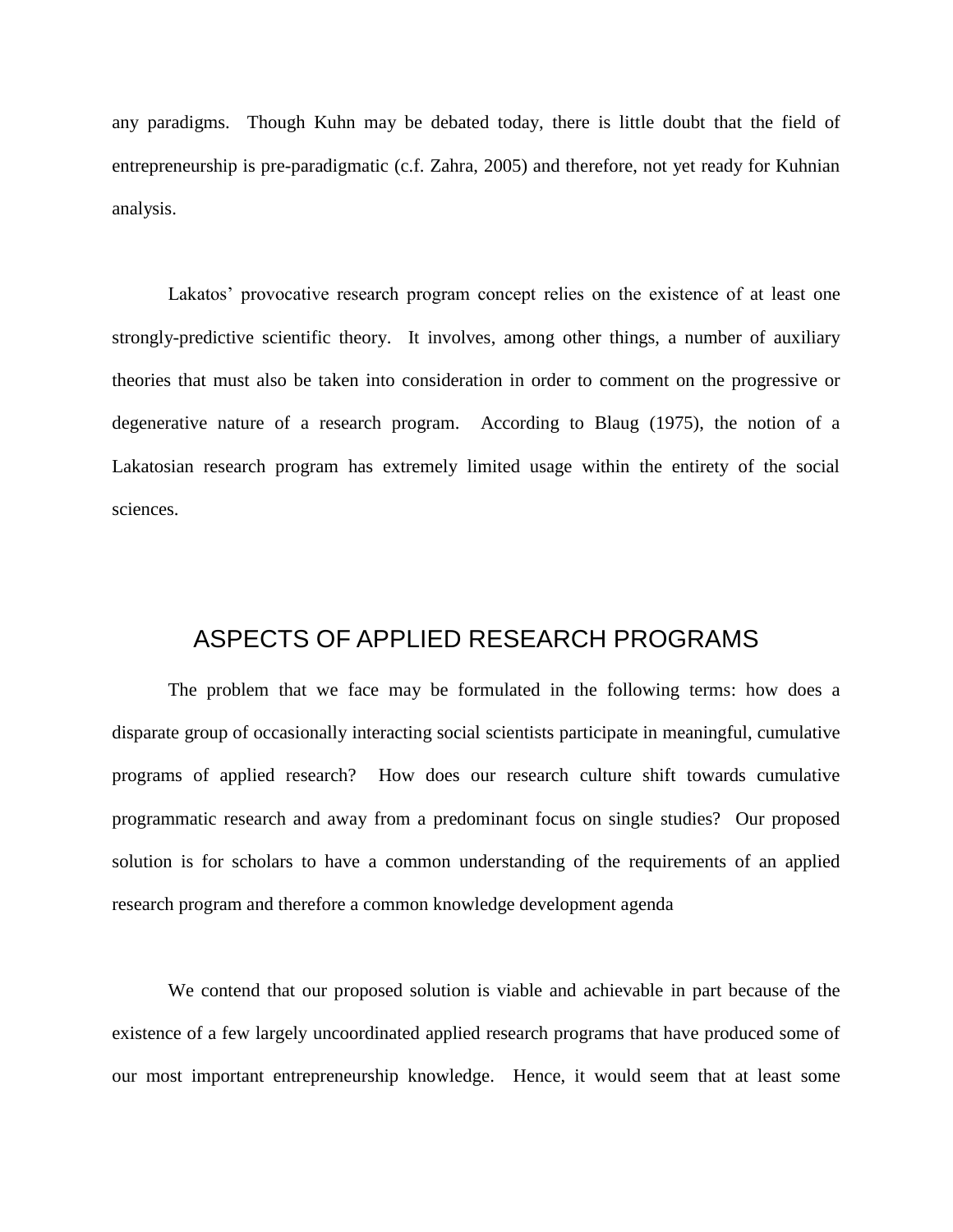any paradigms. Though Kuhn may be debated today, there is little doubt that the field of entrepreneurship is pre-paradigmatic (c.f. Zahra, 2005) and therefore, not yet ready for Kuhnian analysis.

Lakatos' provocative research program concept relies on the existence of at least one strongly-predictive scientific theory. It involves, among other things, a number of auxiliary theories that must also be taken into consideration in order to comment on the progressive or degenerative nature of a research program. According to Blaug (1975), the notion of a Lakatosian research program has extremely limited usage within the entirety of the social sciences.

## ASPECTS OF APPLIED RESEARCH PROGRAMS

The problem that we face may be formulated in the following terms: how does a disparate group of occasionally interacting social scientists participate in meaningful, cumulative programs of applied research? How does our research culture shift towards cumulative programmatic research and away from a predominant focus on single studies? Our proposed solution is for scholars to have a common understanding of the requirements of an applied research program and therefore a common knowledge development agenda

We contend that our proposed solution is viable and achievable in part because of the existence of a few largely uncoordinated applied research programs that have produced some of our most important entrepreneurship knowledge. Hence, it would seem that at least some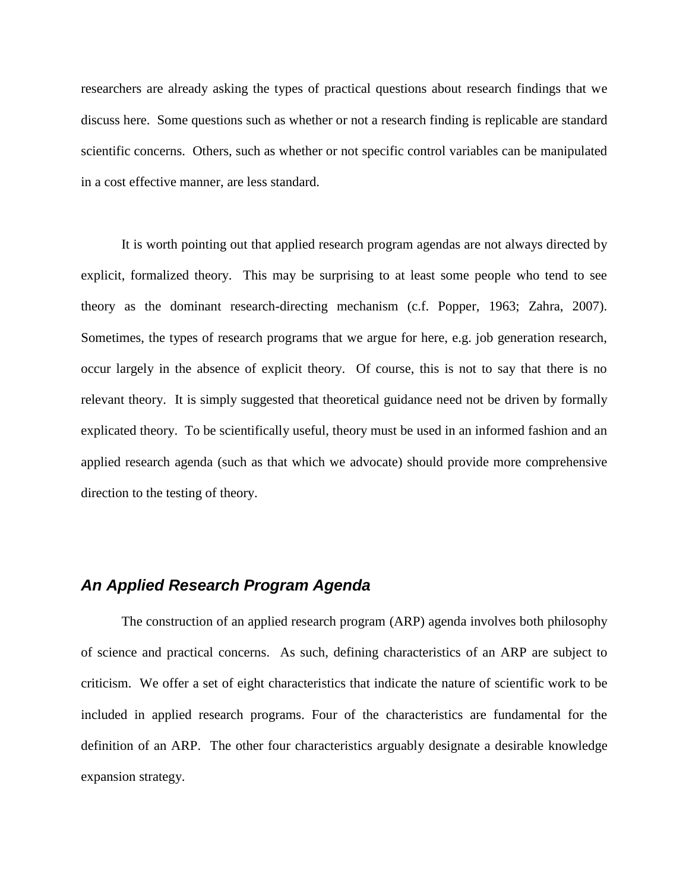researchers are already asking the types of practical questions about research findings that we discuss here. Some questions such as whether or not a research finding is replicable are standard scientific concerns. Others, such as whether or not specific control variables can be manipulated in a cost effective manner, are less standard.

It is worth pointing out that applied research program agendas are not always directed by explicit, formalized theory. This may be surprising to at least some people who tend to see theory as the dominant research-directing mechanism (c.f. Popper, 1963; Zahra, 2007). Sometimes, the types of research programs that we argue for here, e.g. job generation research, occur largely in the absence of explicit theory. Of course, this is not to say that there is no relevant theory. It is simply suggested that theoretical guidance need not be driven by formally explicated theory. To be scientifically useful, theory must be used in an informed fashion and an applied research agenda (such as that which we advocate) should provide more comprehensive direction to the testing of theory.

## *An Applied Research Program Agenda*

The construction of an applied research program (ARP) agenda involves both philosophy of science and practical concerns. As such, defining characteristics of an ARP are subject to criticism. We offer a set of eight characteristics that indicate the nature of scientific work to be included in applied research programs. Four of the characteristics are fundamental for the definition of an ARP. The other four characteristics arguably designate a desirable knowledge expansion strategy.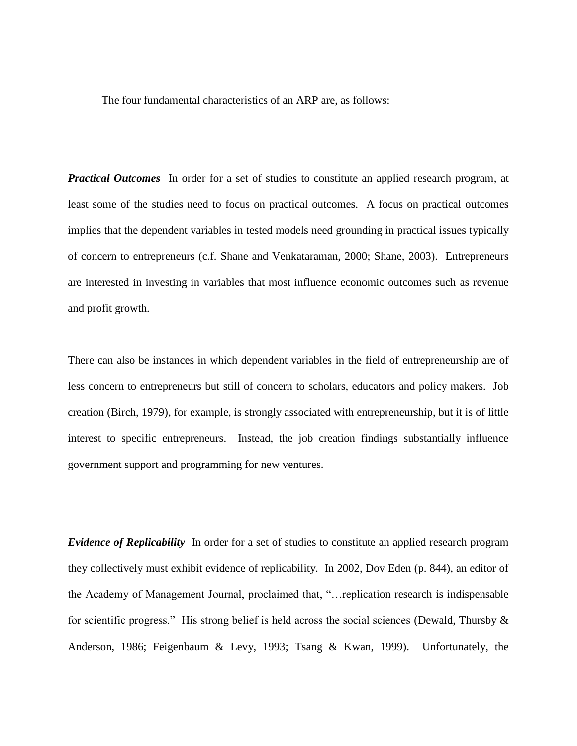The four fundamental characteristics of an ARP are, as follows:

***Practical Outcomes*** In order for a set of studies to constitute an applied research program, at least some of the studies need to focus on practical outcomes. A focus on practical outcomes implies that the dependent variables in tested models need grounding in practical issues typically of concern to entrepreneurs (c.f. Shane and Venkataraman, 2000; Shane, 2003). Entrepreneurs are interested in investing in variables that most influence economic outcomes such as revenue and profit growth.

There can also be instances in which dependent variables in the field of entrepreneurship are of less concern to entrepreneurs but still of concern to scholars, educators and policy makers. Job creation (Birch, 1979), for example, is strongly associated with entrepreneurship, but it is of little interest to specific entrepreneurs. Instead, the job creation findings substantially influence government support and programming for new ventures.

***Evidence of Replicability*** In order for a set of studies to constitute an applied research program they collectively must exhibit evidence of replicability. In 2002, Dov Eden (p. 844), an editor of the Academy of Management Journal, proclaimed that, "…replication research is indispensable for scientific progress." His strong belief is held across the social sciences (Dewald, Thursby & Anderson, 1986; Feigenbaum & Levy, 1993; Tsang & Kwan, 1999). Unfortunately, the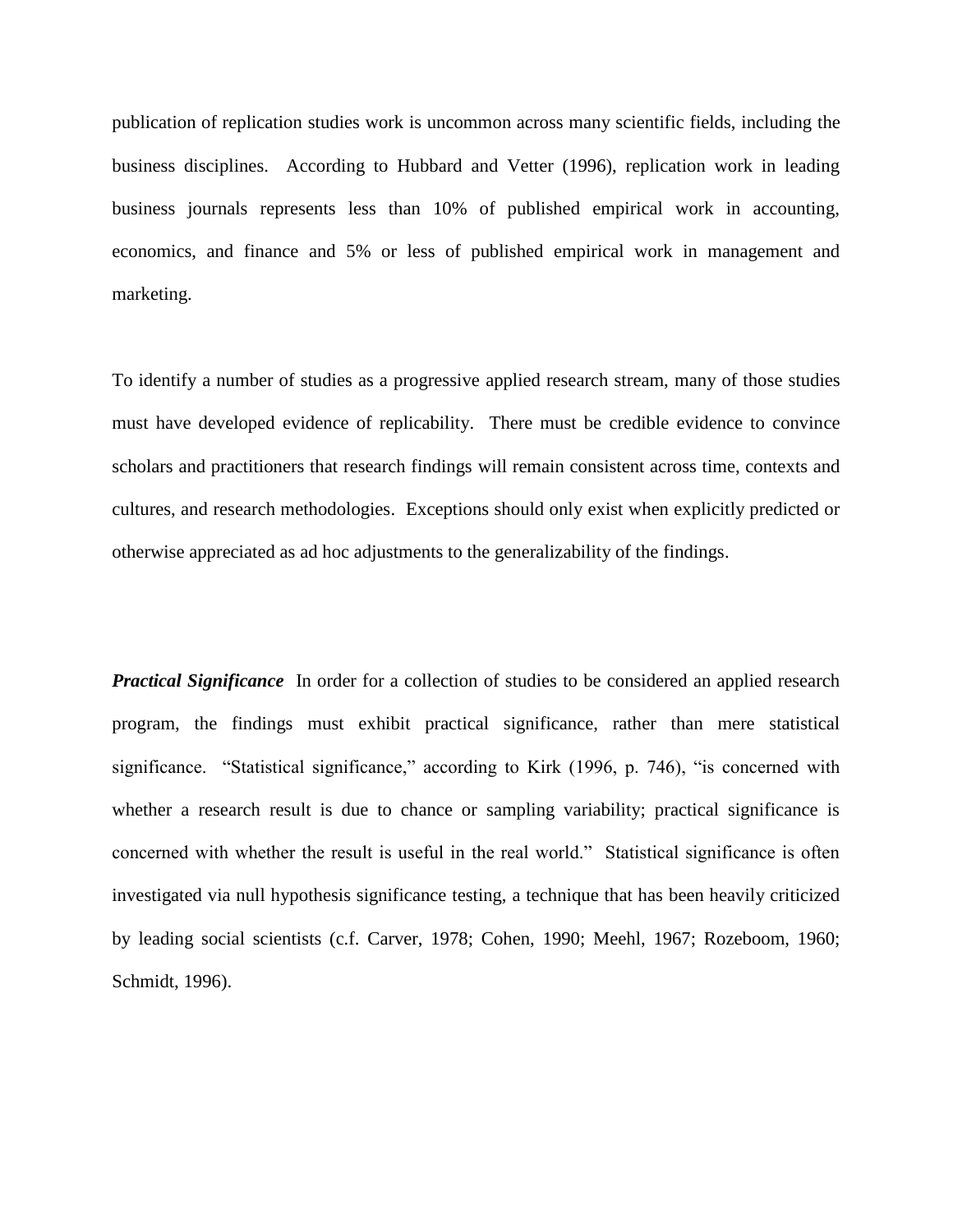publication of replication studies work is uncommon across many scientific fields, including the business disciplines. According to Hubbard and Vetter (1996), replication work in leading business journals represents less than 10% of published empirical work in accounting, economics, and finance and 5% or less of published empirical work in management and marketing.

To identify a number of studies as a progressive applied research stream, many of those studies must have developed evidence of replicability. There must be credible evidence to convince scholars and practitioners that research findings will remain consistent across time, contexts and cultures, and research methodologies. Exceptions should only exist when explicitly predicted or otherwise appreciated as ad hoc adjustments to the generalizability of the findings.

***Practical Significance*** In order for a collection of studies to be considered an applied research program, the findings must exhibit practical significance, rather than mere statistical significance. "Statistical significance," according to Kirk (1996, p. 746), "is concerned with whether a research result is due to chance or sampling variability; practical significance is concerned with whether the result is useful in the real world." Statistical significance is often investigated via null hypothesis significance testing, a technique that has been heavily criticized by leading social scientists (c.f. Carver, 1978; Cohen, 1990; Meehl, 1967; Rozeboom, 1960; Schmidt, 1996).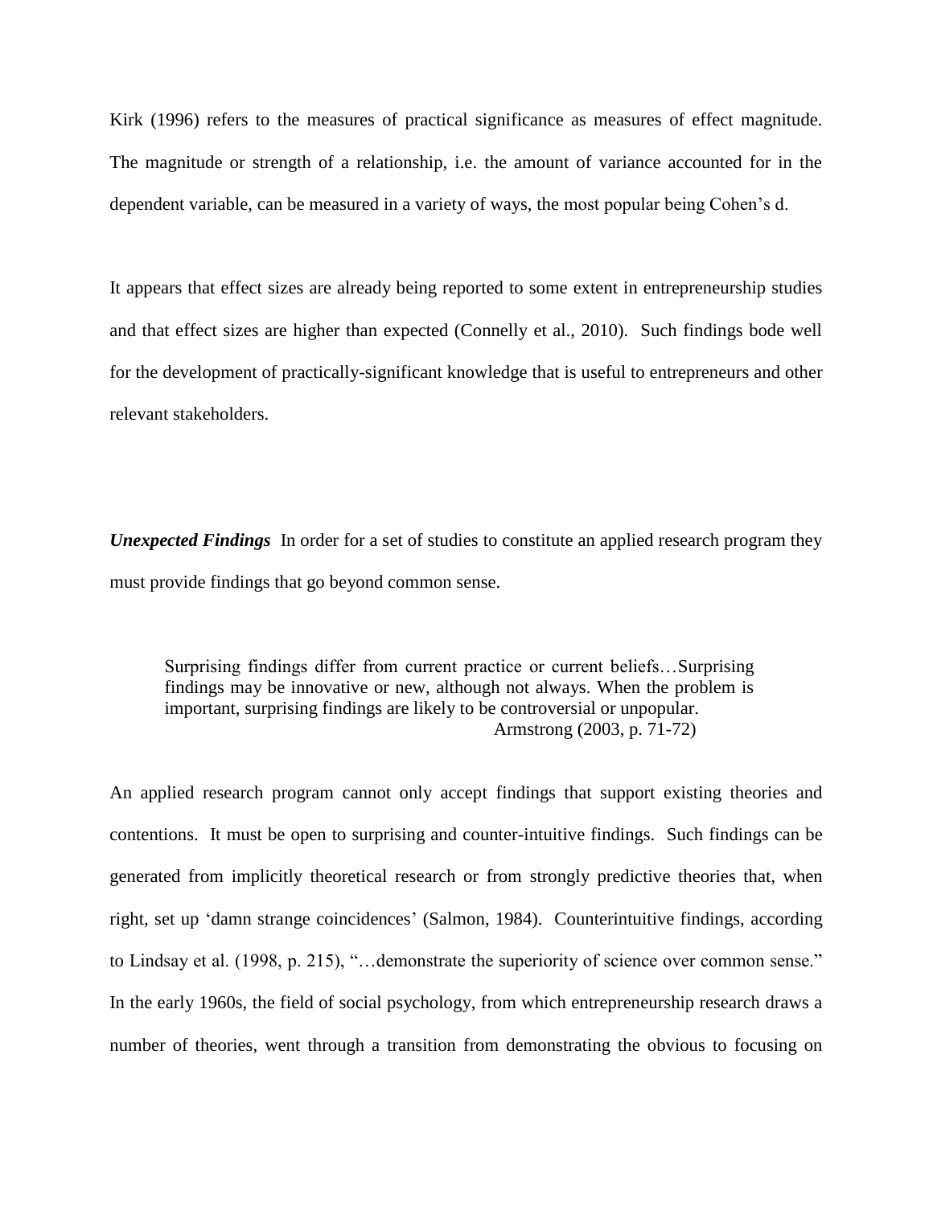Kirk (1996) refers to the measures of practical significance as measures of effect magnitude. The magnitude or strength of a relationship, i.e. the amount of variance accounted for in the dependent variable, can be measured in a variety of ways, the most popular being Cohen's d.

It appears that effect sizes are already being reported to some extent in entrepreneurship studies and that effect sizes are higher than expected (Connelly et al., 2010). Such findings bode well for the development of practically-significant knowledge that is useful to entrepreneurs and other relevant stakeholders.

***Unexpected Findings*** In order for a set of studies to constitute an applied research program they must provide findings that go beyond common sense.

> Surprising findings differ from current practice or current beliefs…Surprising findings may be innovative or new, although not always. When the problem is important, surprising findings are likely to be controversial or unpopular.
> Armstrong (2003, p. 71-72)

An applied research program cannot only accept findings that support existing theories and contentions. It must be open to surprising and counter-intuitive findings. Such findings can be generated from implicitly theoretical research or from strongly predictive theories that, when right, set up 'damn strange coincidences' (Salmon, 1984). Counterintuitive findings, according to Lindsay et al. (1998, p. 215), "…demonstrate the superiority of science over common sense." In the early 1960s, the field of social psychology, from which entrepreneurship research draws a number of theories, went through a transition from demonstrating the obvious to focusing on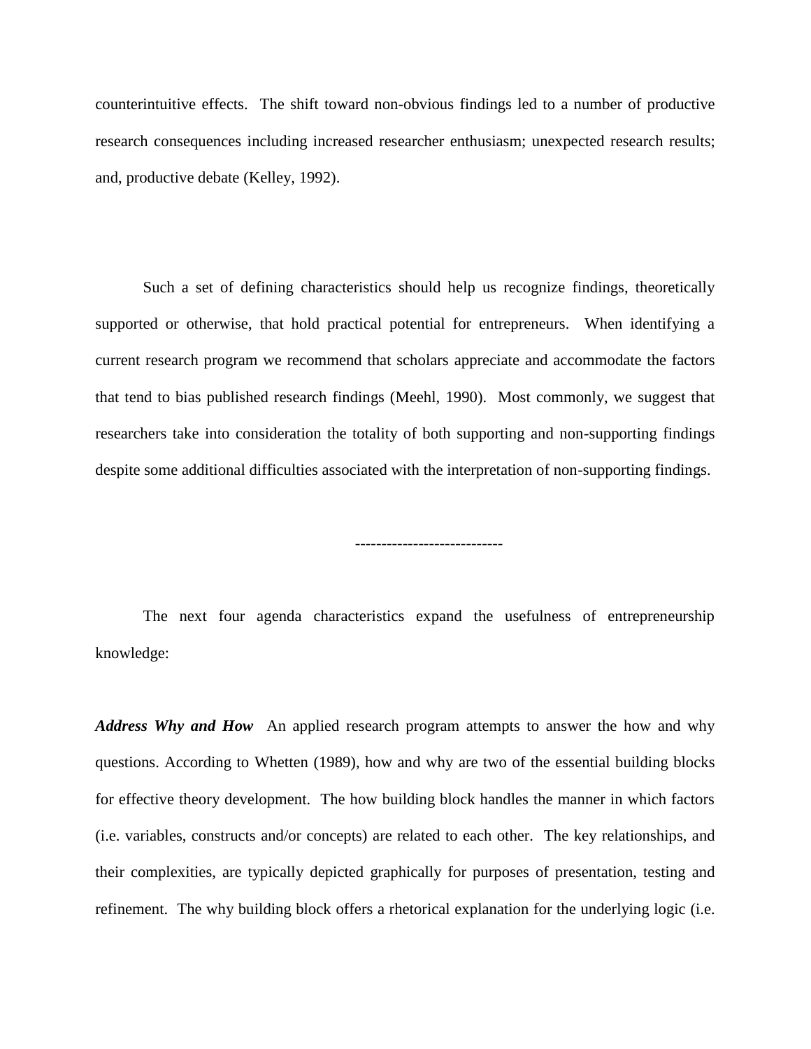counterintuitive effects. The shift toward non-obvious findings led to a number of productive research consequences including increased researcher enthusiasm; unexpected research results; and, productive debate (Kelley, 1992).

Such a set of defining characteristics should help us recognize findings, theoretically supported or otherwise, that hold practical potential for entrepreneurs. When identifying a current research program we recommend that scholars appreciate and accommodate the factors that tend to bias published research findings (Meehl, 1990). Most commonly, we suggest that researchers take into consideration the totality of both supporting and non-supporting findings despite some additional difficulties associated with the interpretation of non-supporting findings.

----------------------------

The next four agenda characteristics expand the usefulness of entrepreneurship knowledge:

***Address Why and How*** An applied research program attempts to answer the how and why questions. According to Whetten (1989), how and why are two of the essential building blocks for effective theory development. The how building block handles the manner in which factors (i.e. variables, constructs and/or concepts) are related to each other. The key relationships, and their complexities, are typically depicted graphically for purposes of presentation, testing and refinement. The why building block offers a rhetorical explanation for the underlying logic (i.e.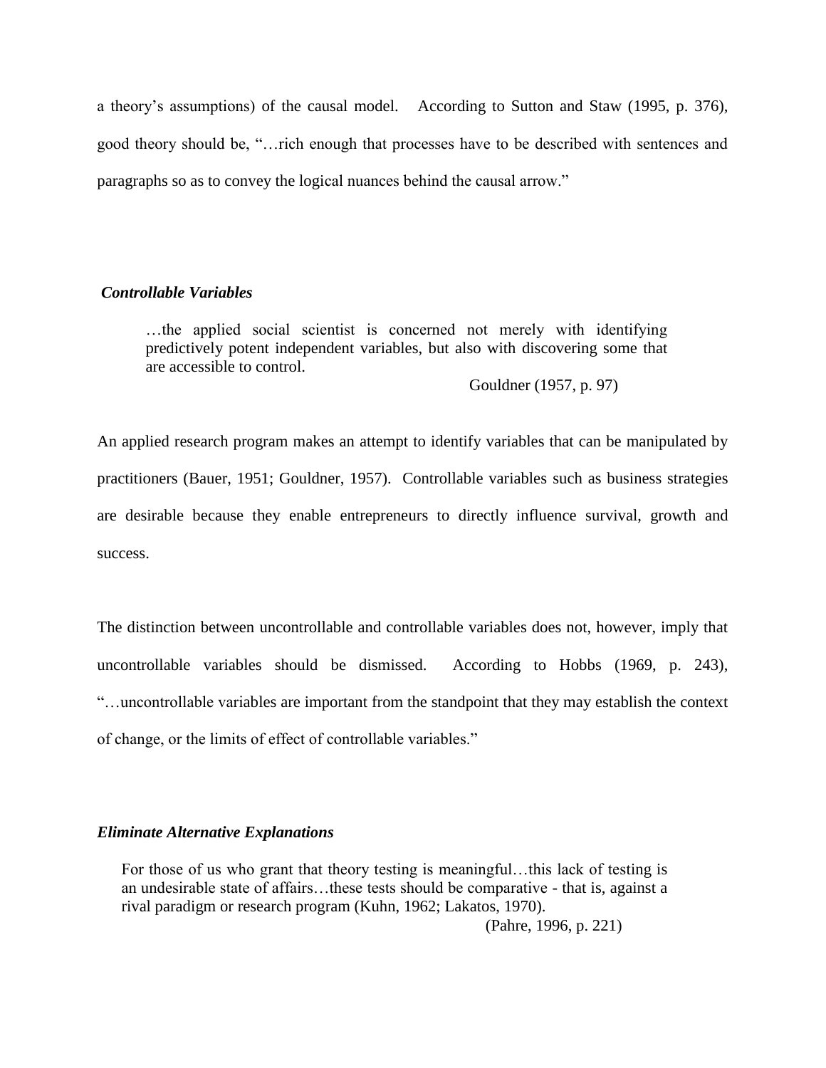a theory's assumptions) of the causal model. According to Sutton and Staw (1995, p. 376), good theory should be, "…rich enough that processes have to be described with sentences and paragraphs so as to convey the logical nuances behind the causal arrow."

### *Controllable Variables*

> …the applied social scientist is concerned not merely with identifying predictively potent independent variables, but also with discovering some that are accessible to control.
>
> Gouldner (1957, p. 97)

An applied research program makes an attempt to identify variables that can be manipulated by practitioners (Bauer, 1951; Gouldner, 1957). Controllable variables such as business strategies are desirable because they enable entrepreneurs to directly influence survival, growth and success.

The distinction between uncontrollable and controllable variables does not, however, imply that uncontrollable variables should be dismissed. According to Hobbs (1969, p. 243), "…uncontrollable variables are important from the standpoint that they may establish the context of change, or the limits of effect of controllable variables."

### *Eliminate Alternative Explanations*

> For those of us who grant that theory testing is meaningful…this lack of testing is an undesirable state of affairs…these tests should be comparative - that is, against a rival paradigm or research program (Kuhn, 1962; Lakatos, 1970).
>
> (Pahre, 1996, p. 221)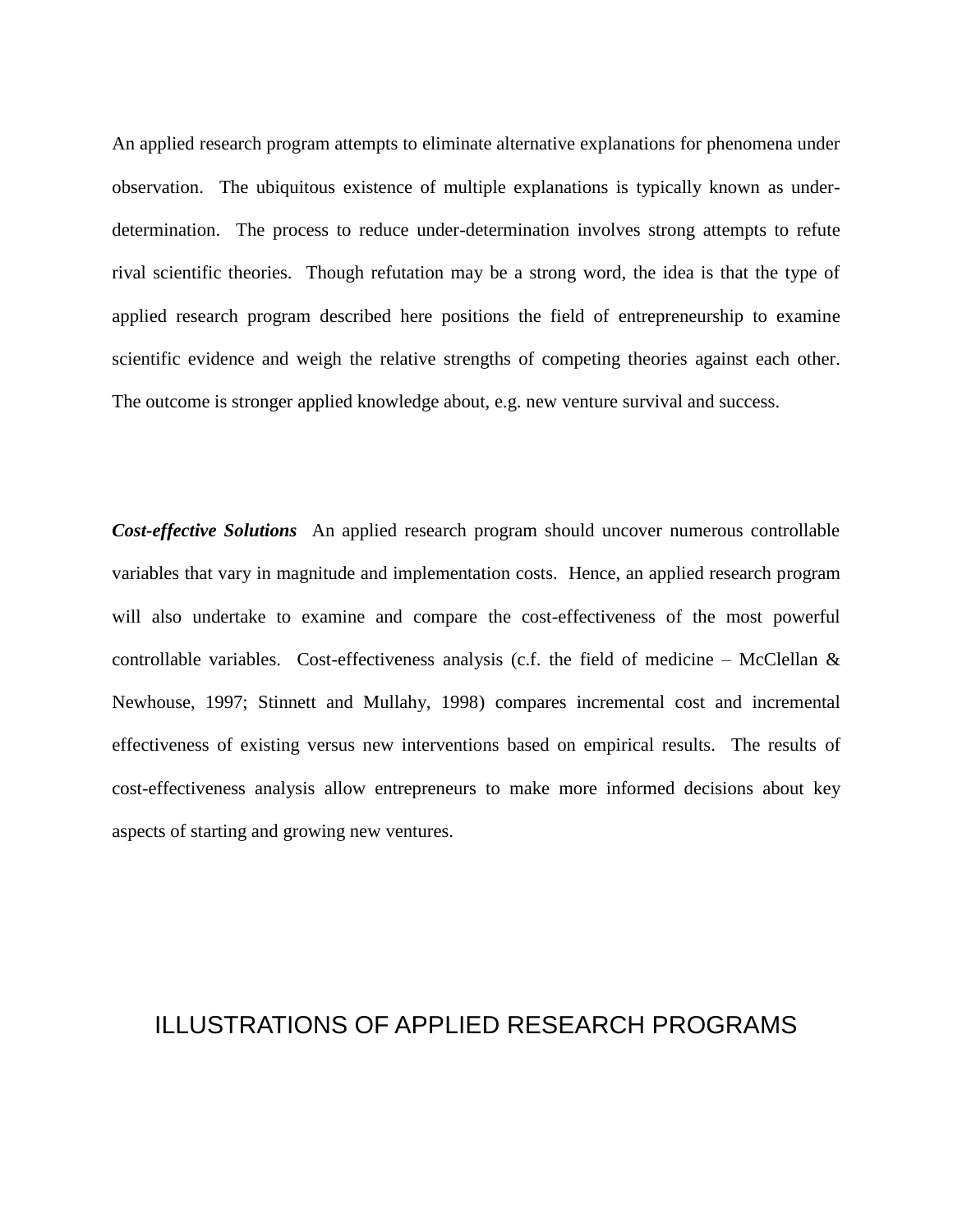An applied research program attempts to eliminate alternative explanations for phenomena under observation. The ubiquitous existence of multiple explanations is typically known as under-determination. The process to reduce under-determination involves strong attempts to refute rival scientific theories. Though refutation may be a strong word, the idea is that the type of applied research program described here positions the field of entrepreneurship to examine scientific evidence and weigh the relative strengths of competing theories against each other. The outcome is stronger applied knowledge about, e.g. new venture survival and success.

***Cost-effective Solutions*** An applied research program should uncover numerous controllable variables that vary in magnitude and implementation costs. Hence, an applied research program will also undertake to examine and compare the cost-effectiveness of the most powerful controllable variables. Cost-effectiveness analysis (c.f. the field of medicine – McClellan & Newhouse, 1997; Stinnett and Mullahy, 1998) compares incremental cost and incremental effectiveness of existing versus new interventions based on empirical results. The results of cost-effectiveness analysis allow entrepreneurs to make more informed decisions about key aspects of starting and growing new ventures.

# ILLUSTRATIONS OF APPLIED RESEARCH PROGRAMS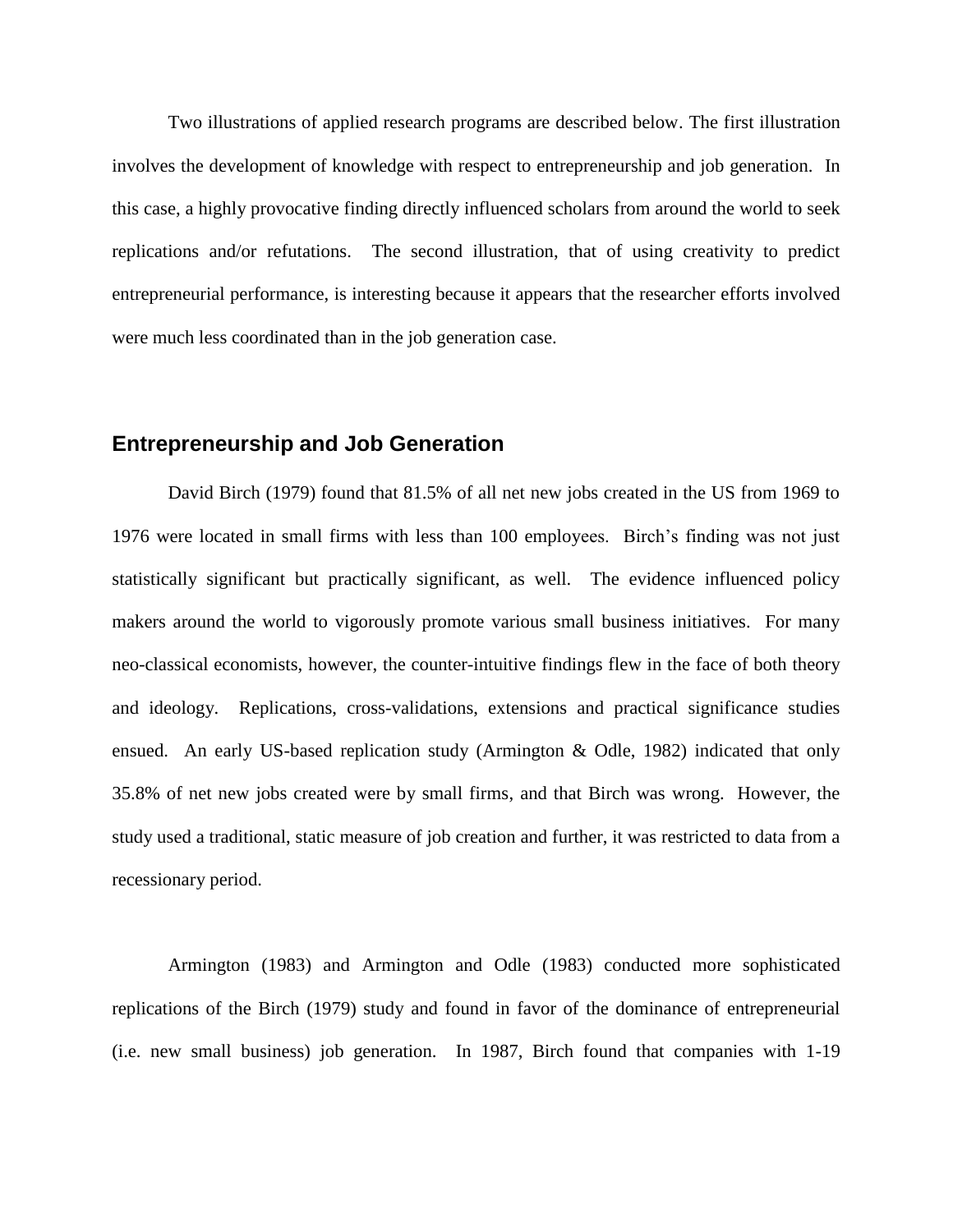Two illustrations of applied research programs are described below. The first illustration involves the development of knowledge with respect to entrepreneurship and job generation. In this case, a highly provocative finding directly influenced scholars from around the world to seek replications and/or refutations. The second illustration, that of using creativity to predict entrepreneurial performance, is interesting because it appears that the researcher efforts involved were much less coordinated than in the job generation case.

## Entrepreneurship and Job Generation

David Birch (1979) found that 81.5% of all net new jobs created in the US from 1969 to 1976 were located in small firms with less than 100 employees. Birch's finding was not just statistically significant but practically significant, as well. The evidence influenced policy makers around the world to vigorously promote various small business initiatives. For many neo-classical economists, however, the counter-intuitive findings flew in the face of both theory and ideology. Replications, cross-validations, extensions and practical significance studies ensued. An early US-based replication study (Armington & Odle, 1982) indicated that only 35.8% of net new jobs created were by small firms, and that Birch was wrong. However, the study used a traditional, static measure of job creation and further, it was restricted to data from a recessionary period.

Armington (1983) and Armington and Odle (1983) conducted more sophisticated replications of the Birch (1979) study and found in favor of the dominance of entrepreneurial (i.e. new small business) job generation. In 1987, Birch found that companies with 1-19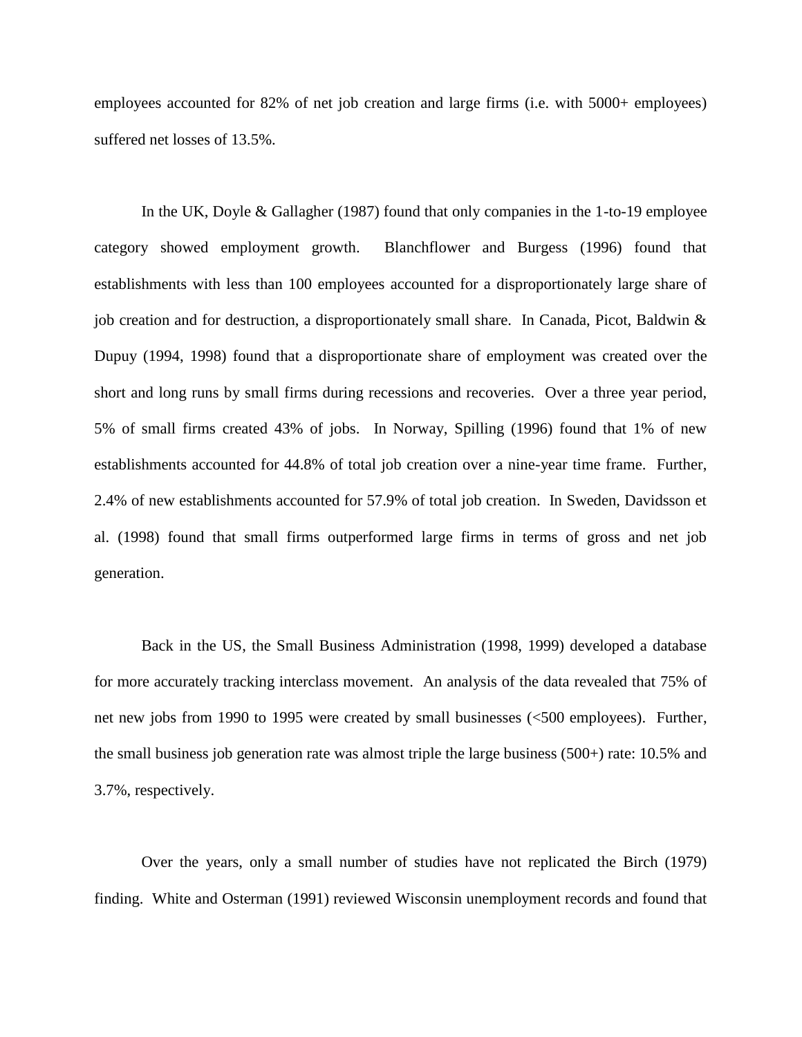employees accounted for 82% of net job creation and large firms (i.e. with 5000+ employees) suffered net losses of 13.5%.

In the UK, Doyle & Gallagher (1987) found that only companies in the 1-to-19 employee category showed employment growth. Blanchflower and Burgess (1996) found that establishments with less than 100 employees accounted for a disproportionately large share of job creation and for destruction, a disproportionately small share. In Canada, Picot, Baldwin & Dupuy (1994, 1998) found that a disproportionate share of employment was created over the short and long runs by small firms during recessions and recoveries. Over a three year period, 5% of small firms created 43% of jobs. In Norway, Spilling (1996) found that 1% of new establishments accounted for 44.8% of total job creation over a nine-year time frame. Further, 2.4% of new establishments accounted for 57.9% of total job creation. In Sweden, Davidsson et al. (1998) found that small firms outperformed large firms in terms of gross and net job generation.

Back in the US, the Small Business Administration (1998, 1999) developed a database for more accurately tracking interclass movement. An analysis of the data revealed that 75% of net new jobs from 1990 to 1995 were created by small businesses (<500 employees). Further, the small business job generation rate was almost triple the large business (500+) rate: 10.5% and 3.7%, respectively.

Over the years, only a small number of studies have not replicated the Birch (1979) finding. White and Osterman (1991) reviewed Wisconsin unemployment records and found that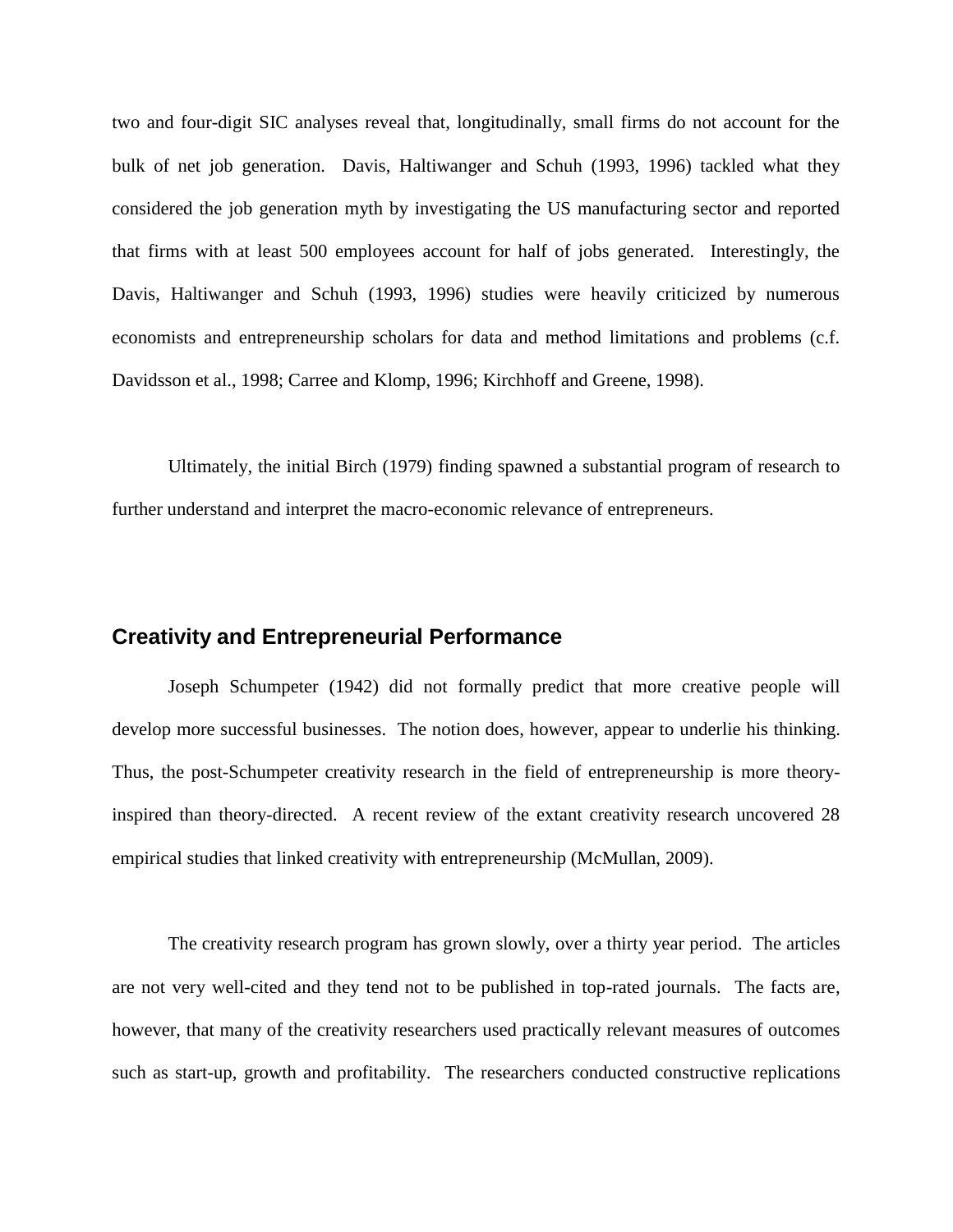two and four-digit SIC analyses reveal that, longitudinally, small firms do not account for the bulk of net job generation. Davis, Haltiwanger and Schuh (1993, 1996) tackled what they considered the job generation myth by investigating the US manufacturing sector and reported that firms with at least 500 employees account for half of jobs generated. Interestingly, the Davis, Haltiwanger and Schuh (1993, 1996) studies were heavily criticized by numerous economists and entrepreneurship scholars for data and method limitations and problems (c.f. Davidsson et al., 1998; Carree and Klomp, 1996; Kirchhoff and Greene, 1998).

Ultimately, the initial Birch (1979) finding spawned a substantial program of research to further understand and interpret the macro-economic relevance of entrepreneurs.

## Creativity and Entrepreneurial Performance

Joseph Schumpeter (1942) did not formally predict that more creative people will develop more successful businesses. The notion does, however, appear to underlie his thinking. Thus, the post-Schumpeter creativity research in the field of entrepreneurship is more theory-inspired than theory-directed. A recent review of the extant creativity research uncovered 28 empirical studies that linked creativity with entrepreneurship (McMullan, 2009).

The creativity research program has grown slowly, over a thirty year period. The articles are not very well-cited and they tend not to be published in top-rated journals. The facts are, however, that many of the creativity researchers used practically relevant measures of outcomes such as start-up, growth and profitability. The researchers conducted constructive replications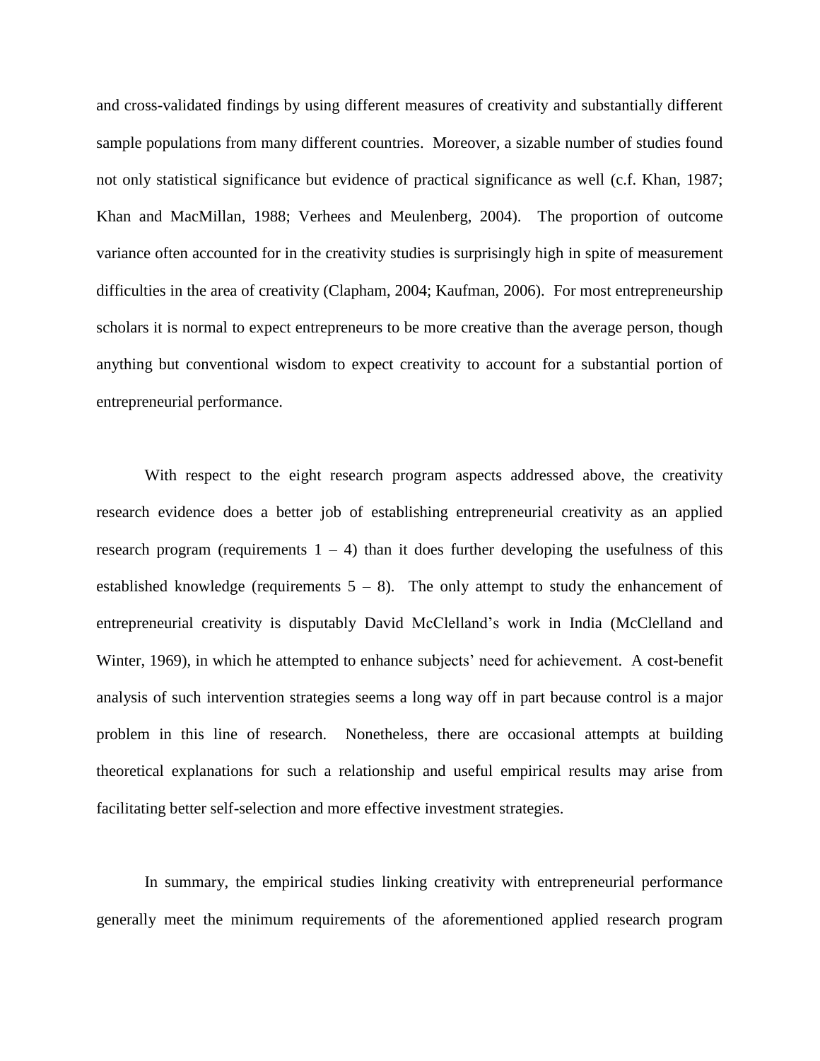and cross-validated findings by using different measures of creativity and substantially different sample populations from many different countries. Moreover, a sizable number of studies found not only statistical significance but evidence of practical significance as well (c.f. Khan, 1987; Khan and MacMillan, 1988; Verhees and Meulenberg, 2004). The proportion of outcome variance often accounted for in the creativity studies is surprisingly high in spite of measurement difficulties in the area of creativity (Clapham, 2004; Kaufman, 2006). For most entrepreneurship scholars it is normal to expect entrepreneurs to be more creative than the average person, though anything but conventional wisdom to expect creativity to account for a substantial portion of entrepreneurial performance.

With respect to the eight research program aspects addressed above, the creativity research evidence does a better job of establishing entrepreneurial creativity as an applied research program (requirements 1 – 4) than it does further developing the usefulness of this established knowledge (requirements 5 – 8). The only attempt to study the enhancement of entrepreneurial creativity is disputably David McClelland's work in India (McClelland and Winter, 1969), in which he attempted to enhance subjects' need for achievement. A cost-benefit analysis of such intervention strategies seems a long way off in part because control is a major problem in this line of research. Nonetheless, there are occasional attempts at building theoretical explanations for such a relationship and useful empirical results may arise from facilitating better self-selection and more effective investment strategies.

In summary, the empirical studies linking creativity with entrepreneurial performance generally meet the minimum requirements of the aforementioned applied research program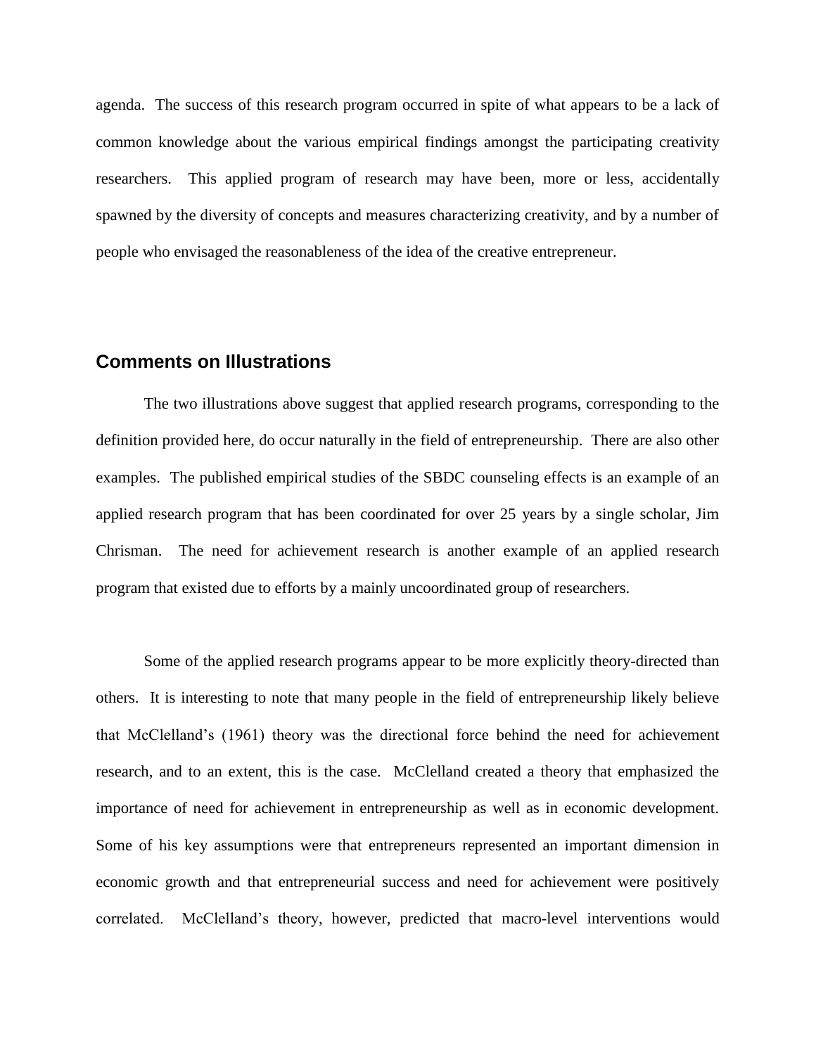agenda. The success of this research program occurred in spite of what appears to be a lack of common knowledge about the various empirical findings amongst the participating creativity researchers. This applied program of research may have been, more or less, accidentally spawned by the diversity of concepts and measures characterizing creativity, and by a number of people who envisaged the reasonableness of the idea of the creative entrepreneur.

## Comments on Illustrations

The two illustrations above suggest that applied research programs, corresponding to the definition provided here, do occur naturally in the field of entrepreneurship. There are also other examples. The published empirical studies of the SBDC counseling effects is an example of an applied research program that has been coordinated for over 25 years by a single scholar, Jim Chrisman. The need for achievement research is another example of an applied research program that existed due to efforts by a mainly uncoordinated group of researchers.

Some of the applied research programs appear to be more explicitly theory-directed than others. It is interesting to note that many people in the field of entrepreneurship likely believe that McClelland's (1961) theory was the directional force behind the need for achievement research, and to an extent, this is the case. McClelland created a theory that emphasized the importance of need for achievement in entrepreneurship as well as in economic development. Some of his key assumptions were that entrepreneurs represented an important dimension in economic growth and that entrepreneurial success and need for achievement were positively correlated. McClelland's theory, however, predicted that macro-level interventions would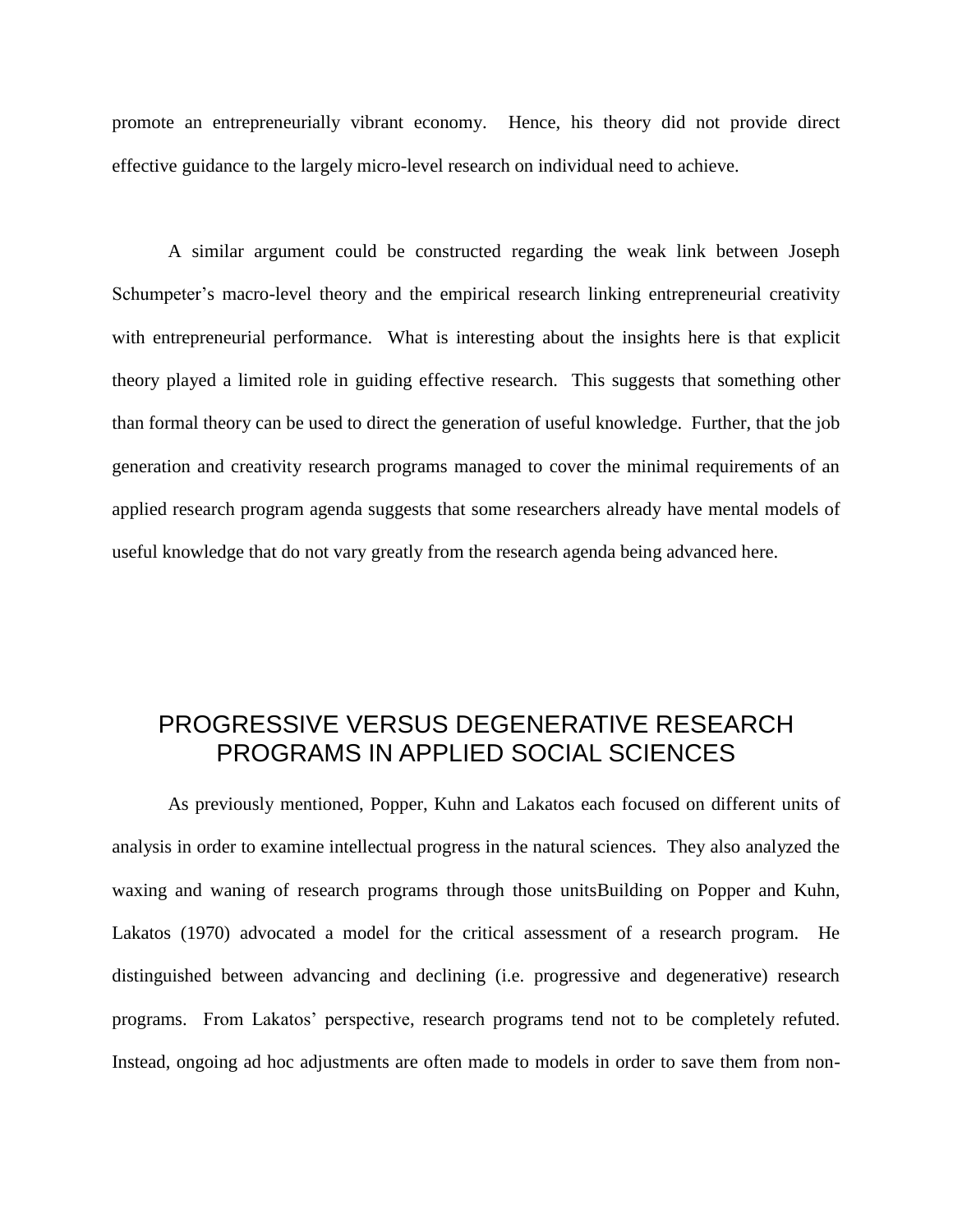promote an entrepreneurially vibrant economy. Hence, his theory did not provide direct effective guidance to the largely micro-level research on individual need to achieve.

A similar argument could be constructed regarding the weak link between Joseph Schumpeter's macro-level theory and the empirical research linking entrepreneurial creativity with entrepreneurial performance. What is interesting about the insights here is that explicit theory played a limited role in guiding effective research. This suggests that something other than formal theory can be used to direct the generation of useful knowledge. Further, that the job generation and creativity research programs managed to cover the minimal requirements of an applied research program agenda suggests that some researchers already have mental models of useful knowledge that do not vary greatly from the research agenda being advanced here.

## PROGRESSIVE VERSUS DEGENERATIVE RESEARCH PROGRAMS IN APPLIED SOCIAL SCIENCES

As previously mentioned, Popper, Kuhn and Lakatos each focused on different units of analysis in order to examine intellectual progress in the natural sciences. They also analyzed the waxing and waning of research programs through those unitsBuilding on Popper and Kuhn, Lakatos (1970) advocated a model for the critical assessment of a research program. He distinguished between advancing and declining (i.e. progressive and degenerative) research programs. From Lakatos' perspective, research programs tend not to be completely refuted. Instead, ongoing ad hoc adjustments are often made to models in order to save them from non-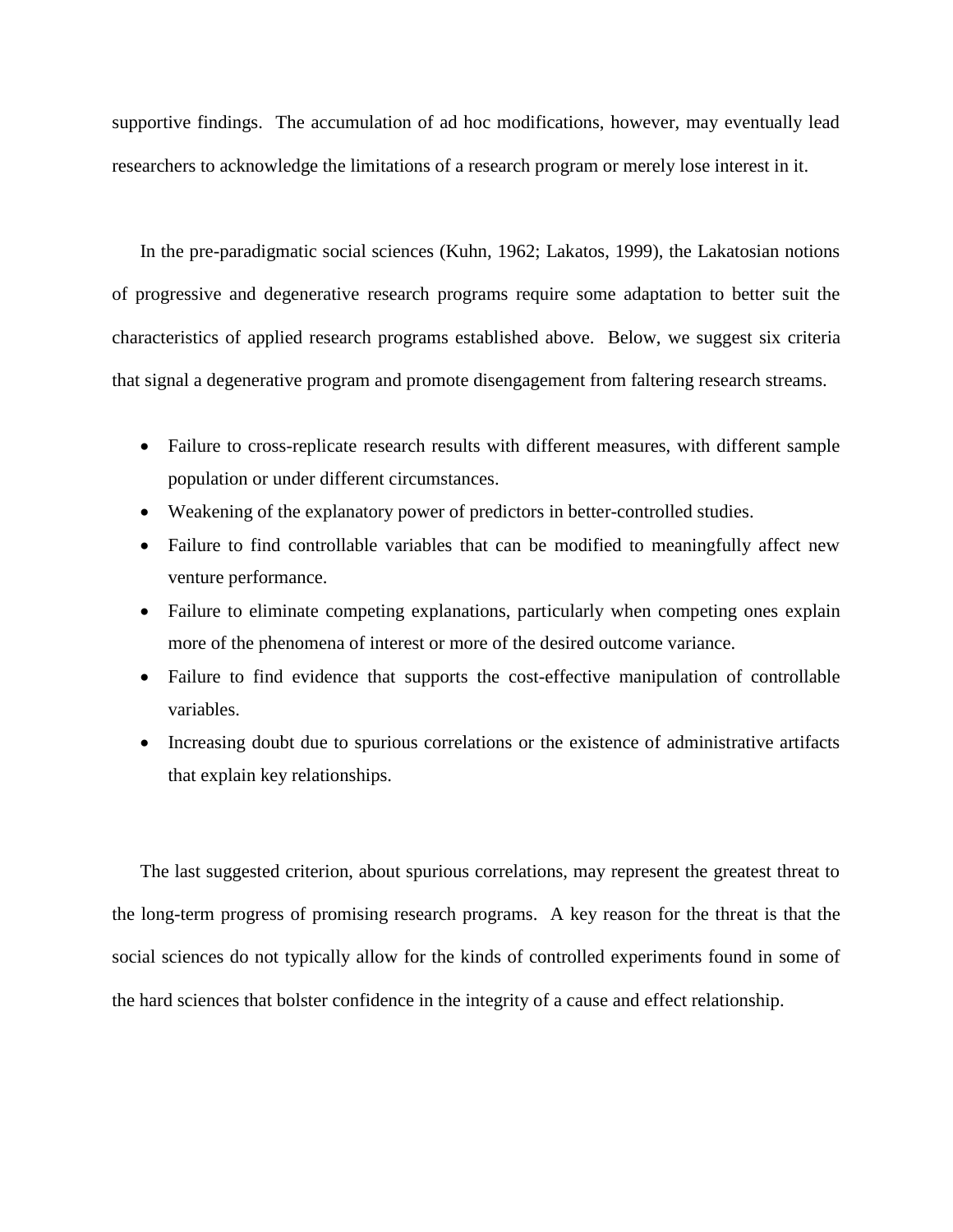supportive findings. The accumulation of ad hoc modifications, however, may eventually lead researchers to acknowledge the limitations of a research program or merely lose interest in it.

In the pre-paradigmatic social sciences (Kuhn, 1962; Lakatos, 1999), the Lakatosian notions of progressive and degenerative research programs require some adaptation to better suit the characteristics of applied research programs established above. Below, we suggest six criteria that signal a degenerative program and promote disengagement from faltering research streams.

- Failure to cross-replicate research results with different measures, with different sample population or under different circumstances.
- Weakening of the explanatory power of predictors in better-controlled studies.
- Failure to find controllable variables that can be modified to meaningfully affect new venture performance.
- Failure to eliminate competing explanations, particularly when competing ones explain more of the phenomena of interest or more of the desired outcome variance.
- Failure to find evidence that supports the cost-effective manipulation of controllable variables.
- Increasing doubt due to spurious correlations or the existence of administrative artifacts that explain key relationships.

The last suggested criterion, about spurious correlations, may represent the greatest threat to the long-term progress of promising research programs. A key reason for the threat is that the social sciences do not typically allow for the kinds of controlled experiments found in some of the hard sciences that bolster confidence in the integrity of a cause and effect relationship.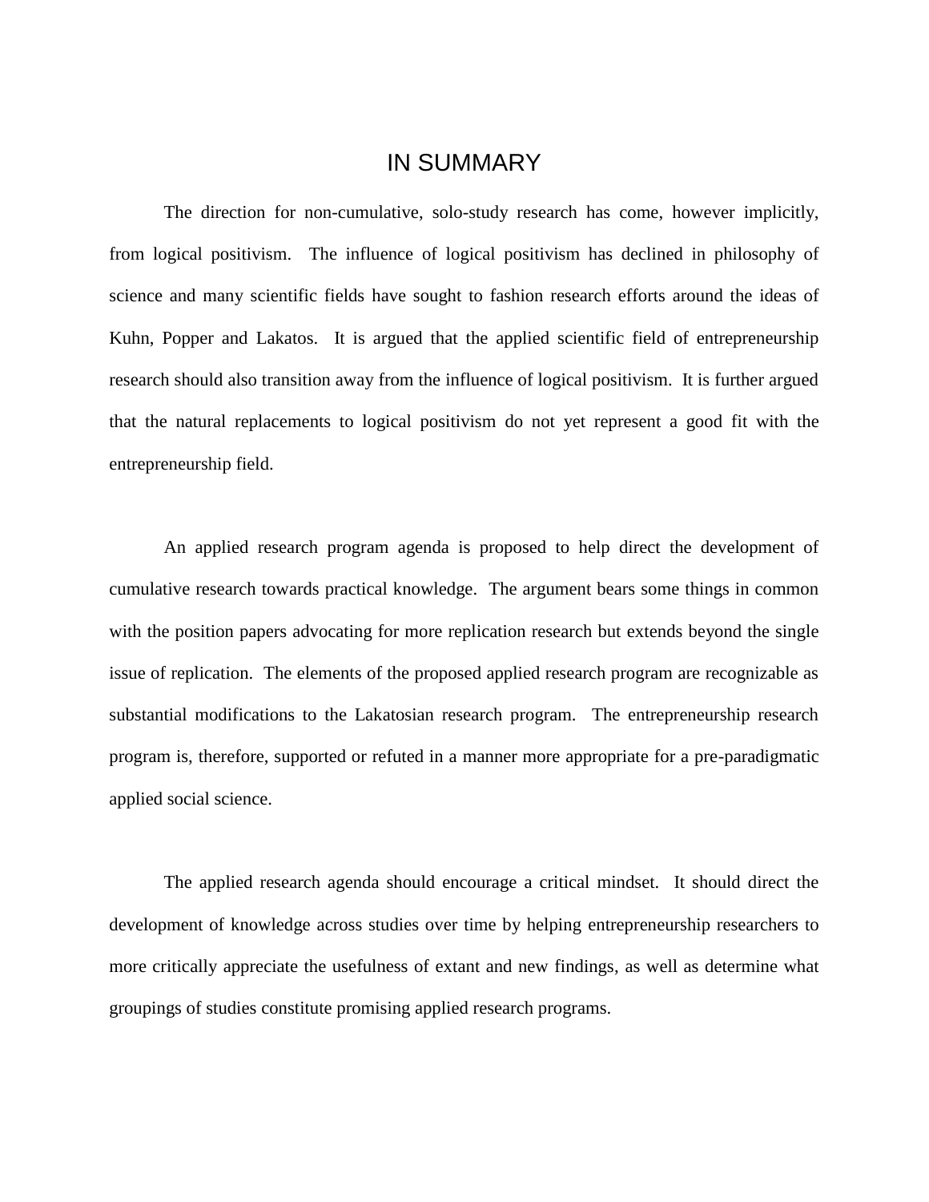# IN SUMMARY

The direction for non-cumulative, solo-study research has come, however implicitly, from logical positivism. The influence of logical positivism has declined in philosophy of science and many scientific fields have sought to fashion research efforts around the ideas of Kuhn, Popper and Lakatos. It is argued that the applied scientific field of entrepreneurship research should also transition away from the influence of logical positivism. It is further argued that the natural replacements to logical positivism do not yet represent a good fit with the entrepreneurship field.

An applied research program agenda is proposed to help direct the development of cumulative research towards practical knowledge. The argument bears some things in common with the position papers advocating for more replication research but extends beyond the single issue of replication. The elements of the proposed applied research program are recognizable as substantial modifications to the Lakatosian research program. The entrepreneurship research program is, therefore, supported or refuted in a manner more appropriate for a pre-paradigmatic applied social science.

The applied research agenda should encourage a critical mindset. It should direct the development of knowledge across studies over time by helping entrepreneurship researchers to more critically appreciate the usefulness of extant and new findings, as well as determine what groupings of studies constitute promising applied research programs.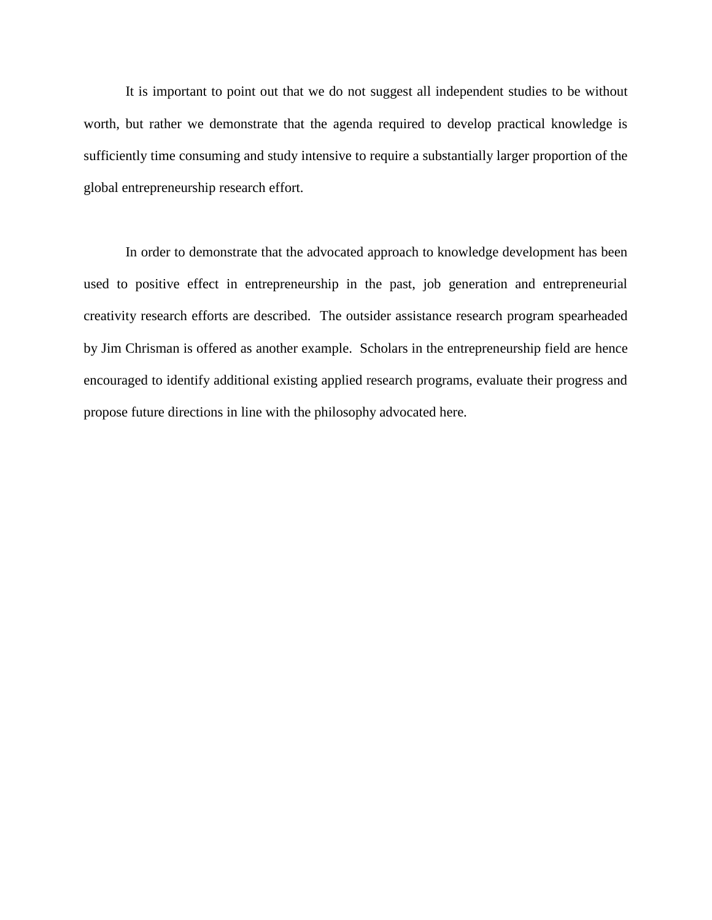It is important to point out that we do not suggest all independent studies to be without worth, but rather we demonstrate that the agenda required to develop practical knowledge is sufficiently time consuming and study intensive to require a substantially larger proportion of the global entrepreneurship research effort.

In order to demonstrate that the advocated approach to knowledge development has been used to positive effect in entrepreneurship in the past, job generation and entrepreneurial creativity research efforts are described. The outsider assistance research program spearheaded by Jim Chrisman is offered as another example. Scholars in the entrepreneurship field are hence encouraged to identify additional existing applied research programs, evaluate their progress and propose future directions in line with the philosophy advocated here.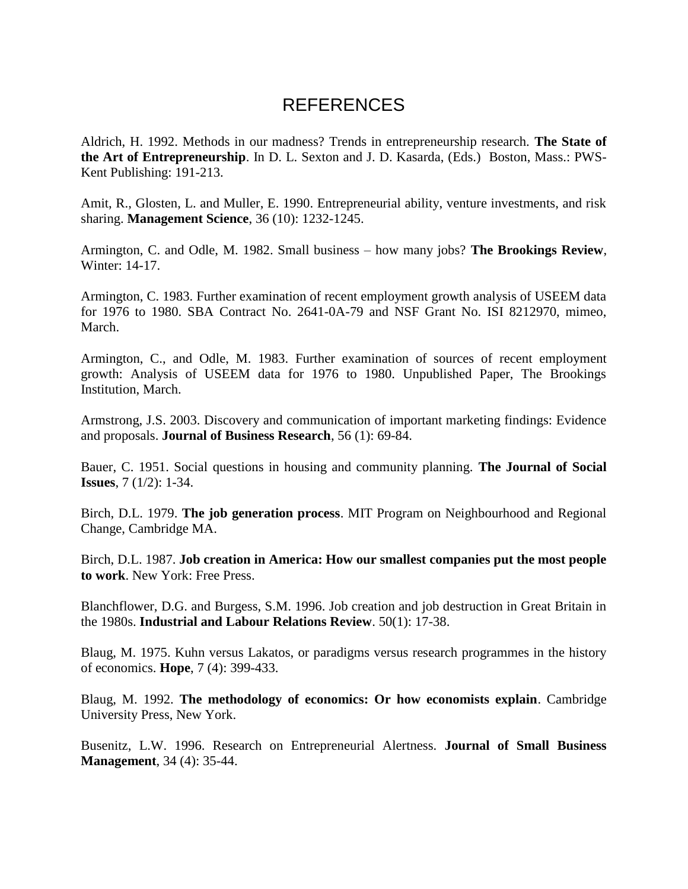# REFERENCES

Aldrich, H. 1992. Methods in our madness? Trends in entrepreneurship research. **The State of the Art of Entrepreneurship**. In D. L. Sexton and J. D. Kasarda, (Eds.) Boston, Mass.: PWS-Kent Publishing: 191-213.

Amit, R., Glosten, L. and Muller, E. 1990. Entrepreneurial ability, venture investments, and risk sharing. **Management Science**, 36 (10): 1232-1245.

Armington, C. and Odle, M. 1982. Small business – how many jobs? **The Brookings Review**, Winter: 14-17.

Armington, C. 1983. Further examination of recent employment growth analysis of USEEM data for 1976 to 1980. SBA Contract No. 2641-0A-79 and NSF Grant No. ISI 8212970, mimeo, March.

Armington, C., and Odle, M. 1983. Further examination of sources of recent employment growth: Analysis of USEEM data for 1976 to 1980. Unpublished Paper, The Brookings Institution, March.

Armstrong, J.S. 2003. Discovery and communication of important marketing findings: Evidence and proposals. **Journal of Business Research**, 56 (1): 69-84.

Bauer, C. 1951. Social questions in housing and community planning. **The Journal of Social Issues**, 7 (1/2): 1-34.

Birch, D.L. 1979. **The job generation process**. MIT Program on Neighbourhood and Regional Change, Cambridge MA.

Birch, D.L. 1987. **Job creation in America: How our smallest companies put the most people to work**. New York: Free Press.

Blanchflower, D.G. and Burgess, S.M. 1996. Job creation and job destruction in Great Britain in the 1980s. **Industrial and Labour Relations Review**. 50(1): 17-38.

Blaug, M. 1975. Kuhn versus Lakatos, or paradigms versus research programmes in the history of economics. **Hope**, 7 (4): 399-433.

Blaug, M. 1992. **The methodology of economics: Or how economists explain**. Cambridge University Press, New York.

Busenitz, L.W. 1996. Research on Entrepreneurial Alertness. **Journal of Small Business Management**, 34 (4): 35-44.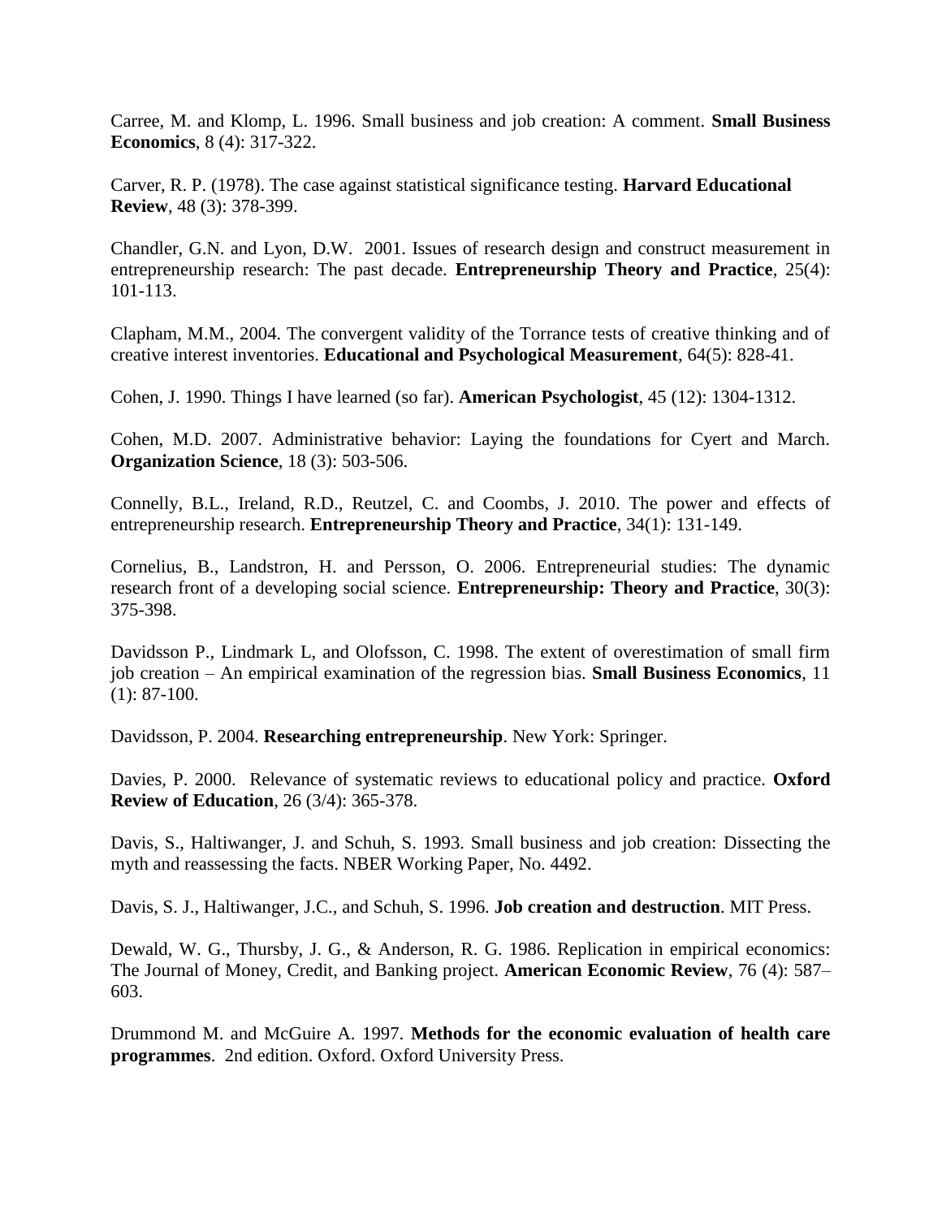Carree, M. and Klomp, L. 1996. Small business and job creation: A comment. **Small Business Economics**, 8 (4): 317-322.

Carver, R. P. (1978). The case against statistical significance testing. **Harvard Educational Review**, 48 (3): 378-399.

Chandler, G.N. and Lyon, D.W. 2001. Issues of research design and construct measurement in entrepreneurship research: The past decade. **Entrepreneurship Theory and Practice**, 25(4): 101-113.

Clapham, M.M., 2004. The convergent validity of the Torrance tests of creative thinking and of creative interest inventories. **Educational and Psychological Measurement**, 64(5): 828-41.

Cohen, J. 1990. Things I have learned (so far). **American Psychologist**, 45 (12): 1304-1312.

Cohen, M.D. 2007. Administrative behavior: Laying the foundations for Cyert and March. **Organization Science**, 18 (3): 503-506.

Connelly, B.L., Ireland, R.D., Reutzel, C. and Coombs, J. 2010. The power and effects of entrepreneurship research. **Entrepreneurship Theory and Practice**, 34(1): 131-149.

Cornelius, B., Landstron, H. and Persson, O. 2006. Entrepreneurial studies: The dynamic research front of a developing social science. **Entrepreneurship: Theory and Practice**, 30(3): 375-398.

Davidsson P., Lindmark L, and Olofsson, C. 1998. The extent of overestimation of small firm job creation – An empirical examination of the regression bias. **Small Business Economics**, 11 (1): 87-100.

Davidsson, P. 2004. **Researching entrepreneurship**. New York: Springer.

Davies, P. 2000. Relevance of systematic reviews to educational policy and practice. **Oxford Review of Education**, 26 (3/4): 365-378.

Davis, S., Haltiwanger, J. and Schuh, S. 1993. Small business and job creation: Dissecting the myth and reassessing the facts. NBER Working Paper, No. 4492.

Davis, S. J., Haltiwanger, J.C., and Schuh, S. 1996. **Job creation and destruction**. MIT Press.

Dewald, W. G., Thursby, J. G., & Anderson, R. G. 1986. Replication in empirical economics: The Journal of Money, Credit, and Banking project. **American Economic Review**, 76 (4): 587–603.

Drummond M. and McGuire A. 1997. **Methods for the economic evaluation of health care programmes**. 2nd edition. Oxford. Oxford University Press.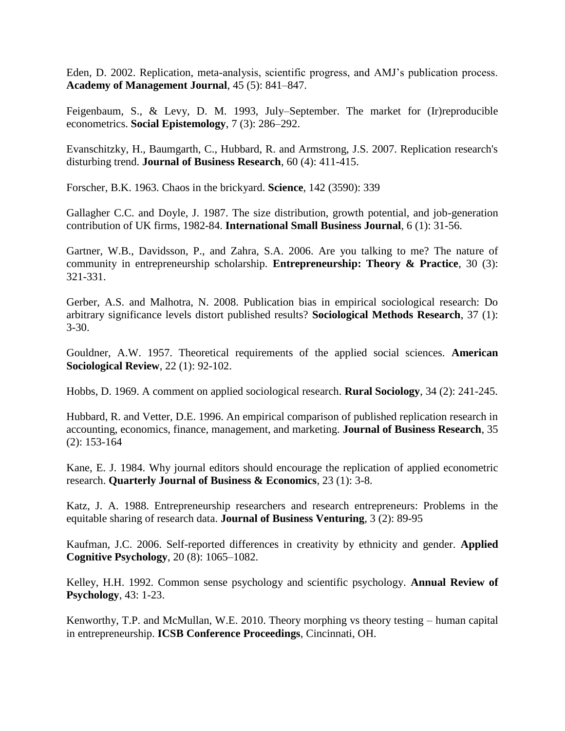Eden, D. 2002. Replication, meta-analysis, scientific progress, and AMJ's publication process. **Academy of Management Journal**, 45 (5): 841–847.

Feigenbaum, S., & Levy, D. M. 1993, July–September. The market for (Ir)reproducible econometrics. **Social Epistemology**, 7 (3): 286–292.

Evanschitzky, H., Baumgarth, C., Hubbard, R. and Armstrong, J.S. 2007. Replication research's disturbing trend. **Journal of Business Research**, 60 (4): 411-415.

Forscher, B.K. 1963. Chaos in the brickyard. **Science**, 142 (3590): 339

Gallagher C.C. and Doyle, J. 1987. The size distribution, growth potential, and job-generation contribution of UK firms, 1982-84. **International Small Business Journal**, 6 (1): 31-56.

Gartner, W.B., Davidsson, P., and Zahra, S.A. 2006. Are you talking to me? The nature of community in entrepreneurship scholarship. **Entrepreneurship: Theory & Practice**, 30 (3): 321-331.

Gerber, A.S. and Malhotra, N. 2008. Publication bias in empirical sociological research: Do arbitrary significance levels distort published results? **Sociological Methods Research**, 37 (1): 3-30.

Gouldner, A.W. 1957. Theoretical requirements of the applied social sciences. **American Sociological Review**, 22 (1): 92-102.

Hobbs, D. 1969. A comment on applied sociological research. **Rural Sociology**, 34 (2): 241-245.

Hubbard, R. and Vetter, D.E. 1996. An empirical comparison of published replication research in accounting, economics, finance, management, and marketing. **Journal of Business Research**, 35 (2): 153-164

Kane, E. J. 1984. Why journal editors should encourage the replication of applied econometric research. **Quarterly Journal of Business & Economics**, 23 (1): 3-8.

Katz, J. A. 1988. Entrepreneurship researchers and research entrepreneurs: Problems in the equitable sharing of research data. **Journal of Business Venturing**, 3 (2): 89-95

Kaufman, J.C. 2006. Self-reported differences in creativity by ethnicity and gender. **Applied Cognitive Psychology**, 20 (8): 1065–1082.

Kelley, H.H. 1992. Common sense psychology and scientific psychology. **Annual Review of Psychology**, 43: 1-23.

Kenworthy, T.P. and McMullan, W.E. 2010. Theory morphing vs theory testing – human capital in entrepreneurship. **ICSB Conference Proceedings**, Cincinnati, OH.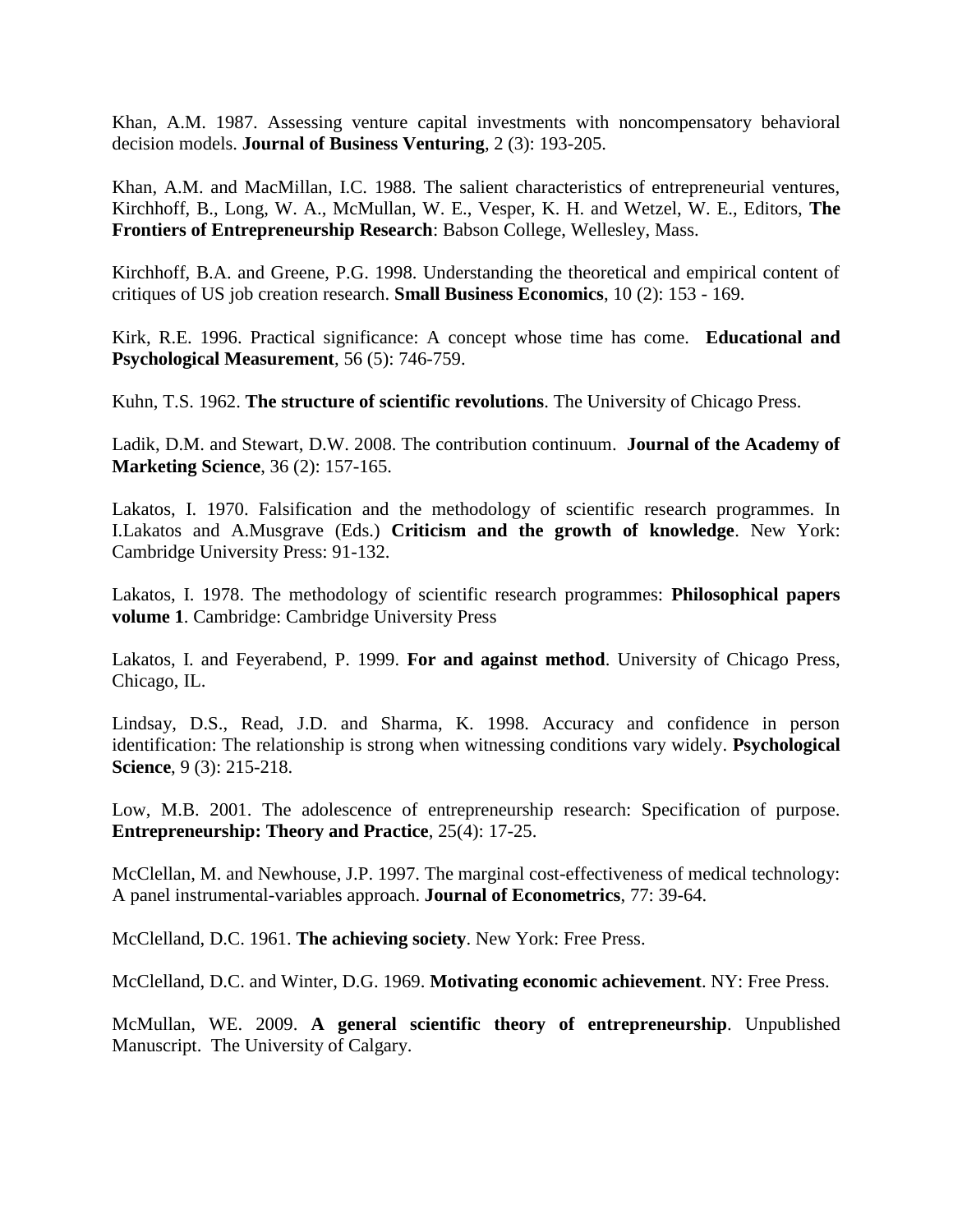Khan, A.M. 1987. Assessing venture capital investments with noncompensatory behavioral decision models. **Journal of Business Venturing**, 2 (3): 193-205.

Khan, A.M. and MacMillan, I.C. 1988. The salient characteristics of entrepreneurial ventures, Kirchhoff, B., Long, W. A., McMullan, W. E., Vesper, K. H. and Wetzel, W. E., Editors, **The Frontiers of Entrepreneurship Research**: Babson College, Wellesley, Mass.

Kirchhoff, B.A. and Greene, P.G. 1998. Understanding the theoretical and empirical content of critiques of US job creation research. **Small Business Economics**, 10 (2): 153 - 169.

Kirk, R.E. 1996. Practical significance: A concept whose time has come. **Educational and Psychological Measurement**, 56 (5): 746-759.

Kuhn, T.S. 1962. **The structure of scientific revolutions**. The University of Chicago Press.

Ladik, D.M. and Stewart, D.W. 2008. The contribution continuum. **Journal of the Academy of Marketing Science**, 36 (2): 157-165.

Lakatos, I. 1970. Falsification and the methodology of scientific research programmes. In I.Lakatos and A.Musgrave (Eds.) **Criticism and the growth of knowledge**. New York: Cambridge University Press: 91-132.

Lakatos, I. 1978. The methodology of scientific research programmes: **Philosophical papers volume 1**. Cambridge: Cambridge University Press

Lakatos, I. and Feyerabend, P. 1999. **For and against method**. University of Chicago Press, Chicago, IL.

Lindsay, D.S., Read, J.D. and Sharma, K. 1998. Accuracy and confidence in person identification: The relationship is strong when witnessing conditions vary widely. **Psychological Science**, 9 (3): 215-218.

Low, M.B. 2001. The adolescence of entrepreneurship research: Specification of purpose. **Entrepreneurship: Theory and Practice**, 25(4): 17-25.

McClellan, M. and Newhouse, J.P. 1997. The marginal cost-effectiveness of medical technology: A panel instrumental-variables approach. **Journal of Econometrics**, 77: 39-64.

McClelland, D.C. 1961. **The achieving society**. New York: Free Press.

McClelland, D.C. and Winter, D.G. 1969. **Motivating economic achievement**. NY: Free Press.

McMullan, WE. 2009. **A general scientific theory of entrepreneurship**. Unpublished Manuscript. The University of Calgary.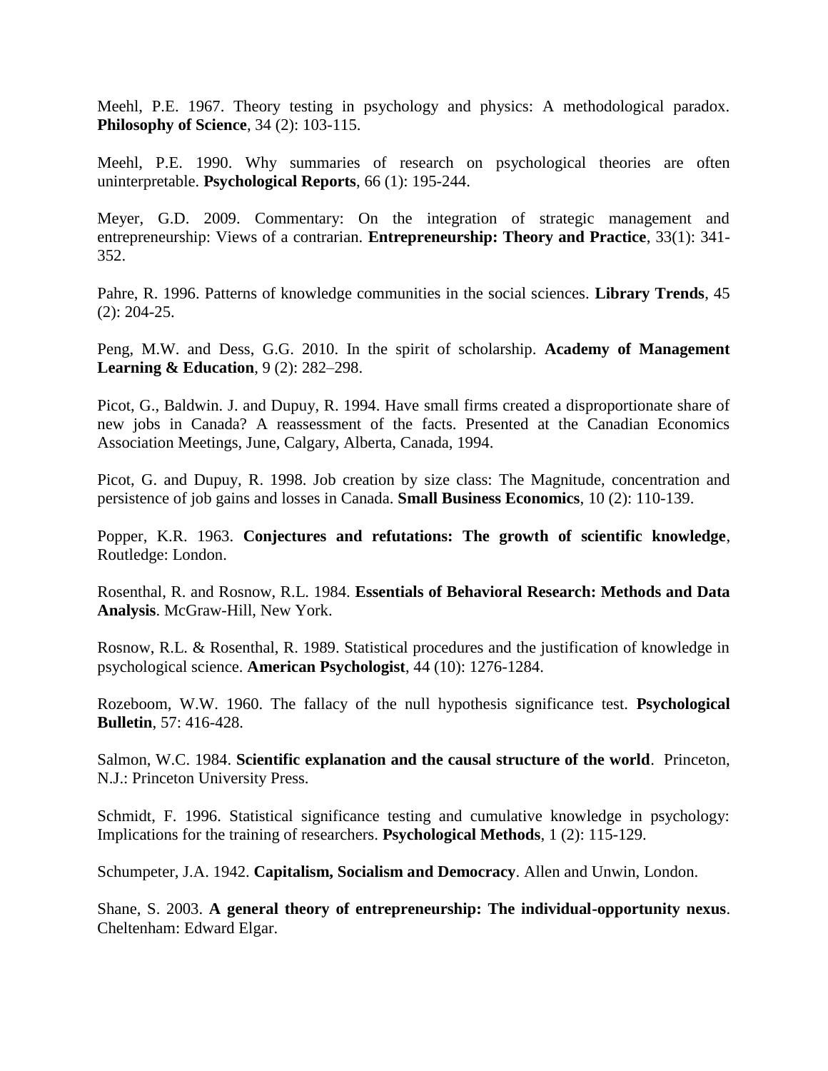Meehl, P.E. 1967. Theory testing in psychology and physics: A methodological paradox. **Philosophy of Science**, 34 (2): 103-115.

Meehl, P.E. 1990. Why summaries of research on psychological theories are often uninterpretable. **Psychological Reports**, 66 (1): 195-244.

Meyer, G.D. 2009. Commentary: On the integration of strategic management and entrepreneurship: Views of a contrarian. **Entrepreneurship: Theory and Practice**, 33(1): 341-352.

Pahre, R. 1996. Patterns of knowledge communities in the social sciences. **Library Trends**, 45 (2): 204-25.

Peng, M.W. and Dess, G.G. 2010. In the spirit of scholarship. **Academy of Management Learning & Education**, 9 (2): 282–298.

Picot, G., Baldwin. J. and Dupuy, R. 1994. Have small firms created a disproportionate share of new jobs in Canada? A reassessment of the facts. Presented at the Canadian Economics Association Meetings, June, Calgary, Alberta, Canada, 1994.

Picot, G. and Dupuy, R. 1998. Job creation by size class: The Magnitude, concentration and persistence of job gains and losses in Canada. **Small Business Economics**, 10 (2): 110-139.

Popper, K.R. 1963. **Conjectures and refutations: The growth of scientific knowledge**, Routledge: London.

Rosenthal, R. and Rosnow, R.L. 1984. **Essentials of Behavioral Research: Methods and Data Analysis**. McGraw-Hill, New York.

Rosnow, R.L. & Rosenthal, R. 1989. Statistical procedures and the justification of knowledge in psychological science. **American Psychologist**, 44 (10): 1276-1284.

Rozeboom, W.W. 1960. The fallacy of the null hypothesis significance test. **Psychological Bulletin**, 57: 416-428.

Salmon, W.C. 1984. **Scientific explanation and the causal structure of the world**. Princeton, N.J.: Princeton University Press.

Schmidt, F. 1996. Statistical significance testing and cumulative knowledge in psychology: Implications for the training of researchers. **Psychological Methods**, 1 (2): 115-129.

Schumpeter, J.A. 1942. **Capitalism, Socialism and Democracy**. Allen and Unwin, London.

Shane, S. 2003. **A general theory of entrepreneurship: The individual-opportunity nexus**. Cheltenham: Edward Elgar.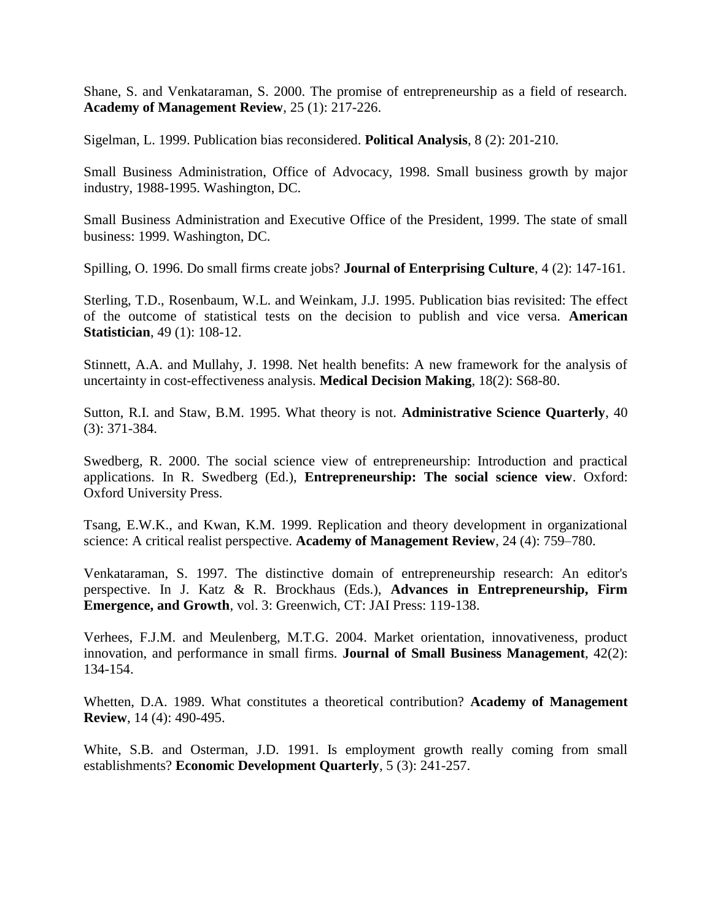Shane, S. and Venkataraman, S. 2000. The promise of entrepreneurship as a field of research. **Academy of Management Review**, 25 (1): 217-226.

Sigelman, L. 1999. Publication bias reconsidered. **Political Analysis**, 8 (2): 201-210.

Small Business Administration, Office of Advocacy, 1998. Small business growth by major industry, 1988-1995. Washington, DC.

Small Business Administration and Executive Office of the President, 1999. The state of small business: 1999. Washington, DC.

Spilling, O. 1996. Do small firms create jobs? **Journal of Enterprising Culture**, 4 (2): 147-161.

Sterling, T.D., Rosenbaum, W.L. and Weinkam, J.J. 1995. Publication bias revisited: The effect of the outcome of statistical tests on the decision to publish and vice versa. **American Statistician**, 49 (1): 108-12.

Stinnett, A.A. and Mullahy, J. 1998. Net health benefits: A new framework for the analysis of uncertainty in cost-effectiveness analysis. **Medical Decision Making**, 18(2): S68-80.

Sutton, R.I. and Staw, B.M. 1995. What theory is not. **Administrative Science Quarterly**, 40 (3): 371-384.

Swedberg, R. 2000. The social science view of entrepreneurship: Introduction and practical applications. In R. Swedberg (Ed.), **Entrepreneurship: The social science view**. Oxford: Oxford University Press.

Tsang, E.W.K., and Kwan, K.M. 1999. Replication and theory development in organizational science: A critical realist perspective. **Academy of Management Review**, 24 (4): 759–780.

Venkataraman, S. 1997. The distinctive domain of entrepreneurship research: An editor's perspective. In J. Katz & R. Brockhaus (Eds.), **Advances in Entrepreneurship, Firm Emergence, and Growth**, vol. 3: Greenwich, CT: JAI Press: 119-138.

Verhees, F.J.M. and Meulenberg, M.T.G. 2004. Market orientation, innovativeness, product innovation, and performance in small firms. **Journal of Small Business Management**, 42(2): 134-154.

Whetten, D.A. 1989. What constitutes a theoretical contribution? **Academy of Management Review**, 14 (4): 490-495.

White, S.B. and Osterman, J.D. 1991. Is employment growth really coming from small establishments? **Economic Development Quarterly**, 5 (3): 241-257.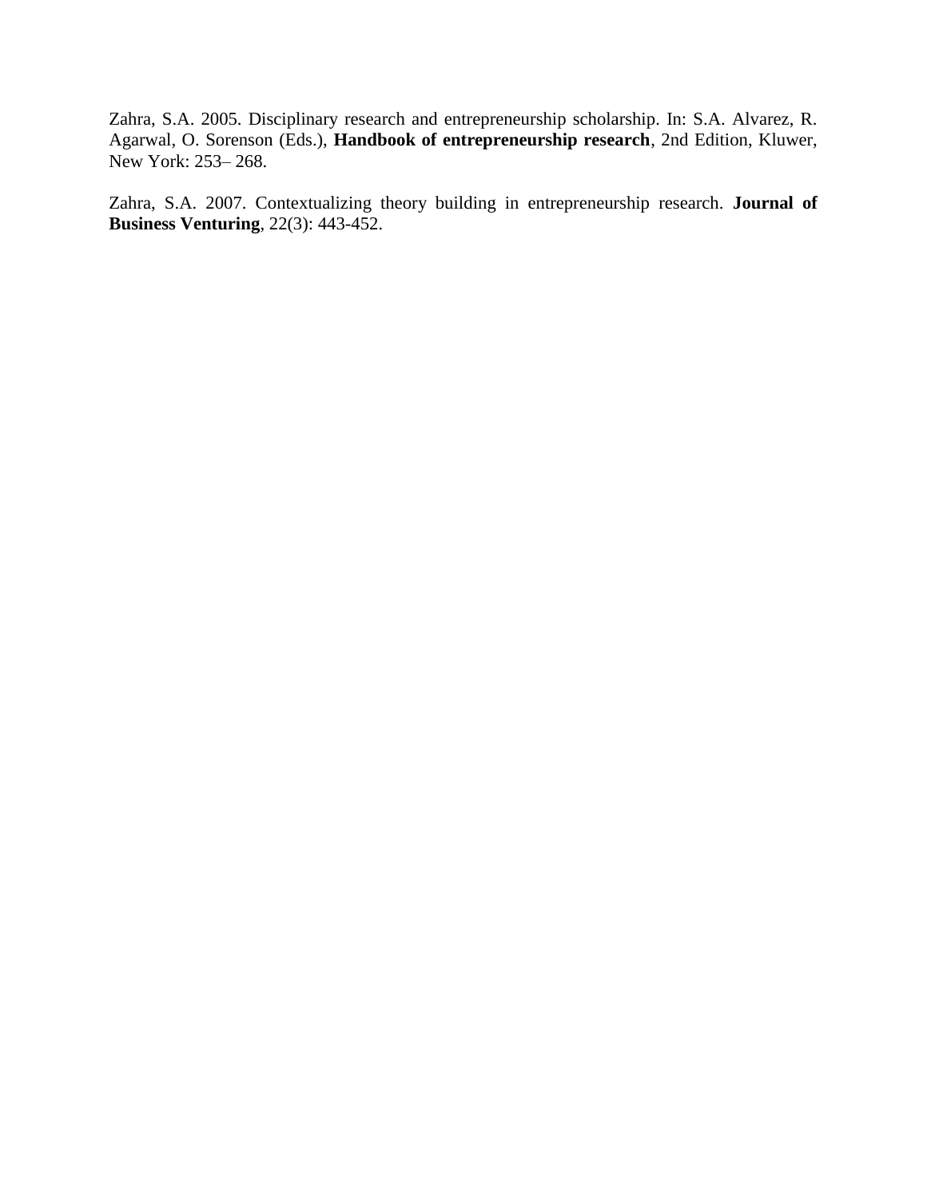Zahra, S.A. 2005. Disciplinary research and entrepreneurship scholarship. In: S.A. Alvarez, R. Agarwal, O. Sorenson (Eds.), **Handbook of entrepreneurship research**, 2nd Edition, Kluwer, New York: 253– 268.

Zahra, S.A. 2007. Contextualizing theory building in entrepreneurship research. **Journal of Business Venturing**, 22(3): 443-452.